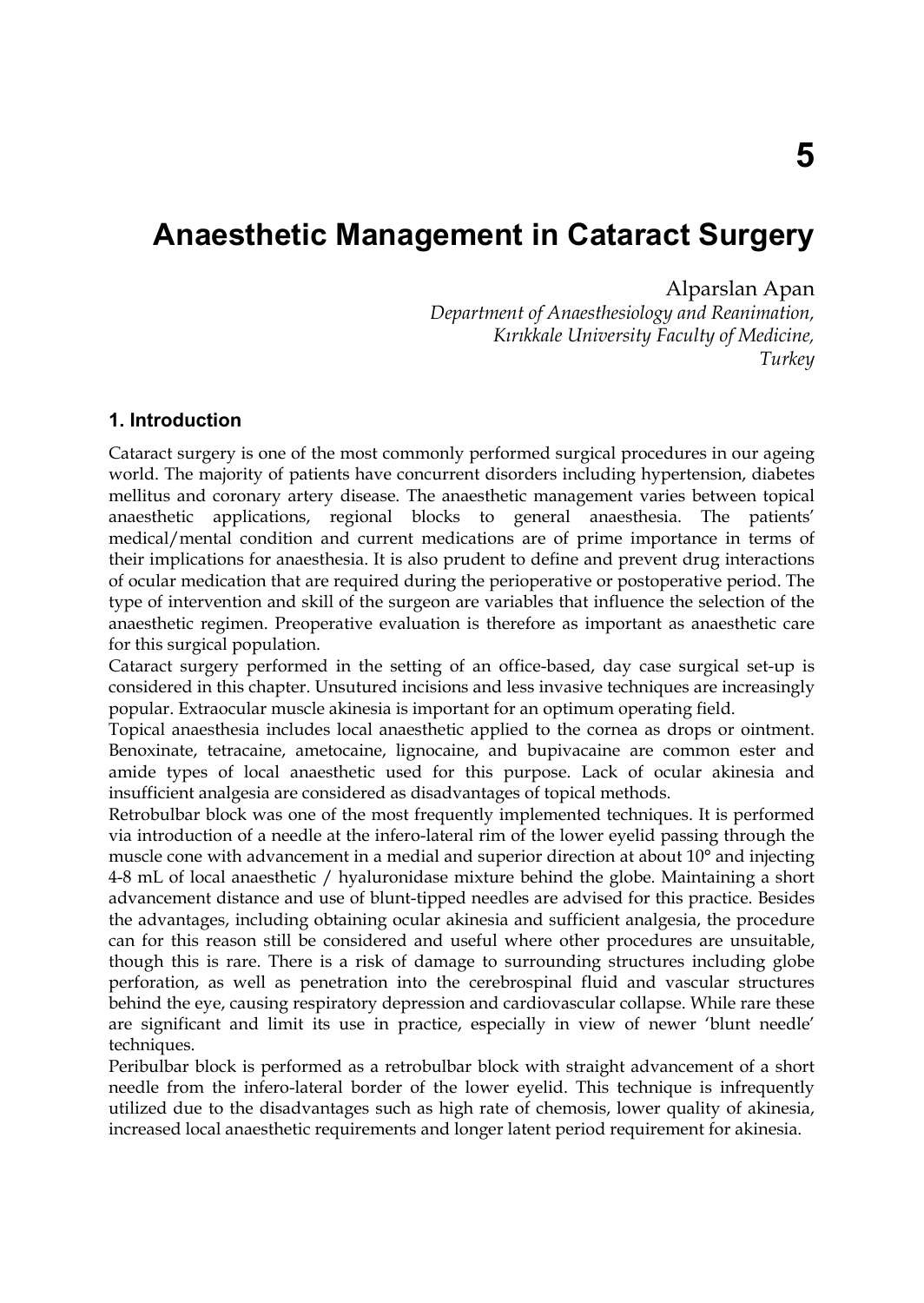# 5

# Anaesthetic Management in Cataract Surgery

Alparslan Apan

*Department of Anaesthesiology and Reanimation, Kırıkkale University Faculty of Medicine, Turkey*

## 1. Introduction

Cataract surgery is one of the most commonly performed surgical procedures in our ageing world. The majority of patients have concurrent disorders including hypertension, diabetes mellitus and coronary artery disease. The anaesthetic management varies between topical anaesthetic applications, regional blocks to general anaesthesia. The patients' medical/mental condition and current medications are of prime importance in terms of their implications for anaesthesia. It is also prudent to define and prevent drug interactions of ocular medication that are required during the perioperative or postoperative period. The type of intervention and skill of the surgeon are variables that influence the selection of the anaesthetic regimen. Preoperative evaluation is therefore as important as anaesthetic care for this surgical population.

Cataract surgery performed in the setting of an office-based, day case surgical set-up is considered in this chapter. Unsutured incisions and less invasive techniques are increasingly popular. Extraocular muscle akinesia is important for an optimum operating field.

Topical anaesthesia includes local anaesthetic applied to the cornea as drops or ointment. Benoxinate, tetracaine, ametocaine, lignocaine, and bupivacaine are common ester and amide types of local anaesthetic used for this purpose. Lack of ocular akinesia and insufficient analgesia are considered as disadvantages of topical methods.

Retrobulbar block was one of the most frequently implemented techniques. It is performed via introduction of a needle at the infero-lateral rim of the lower eyelid passing through the muscle cone with advancement in a medial and superior direction at about 10° and injecting 4-8 mL of local anaesthetic / hyaluronidase mixture behind the globe. Maintaining a short advancement distance and use of blunt-tipped needles are advised for this practice. Besides the advantages, including obtaining ocular akinesia and sufficient analgesia, the procedure can for this reason still be considered and useful where other procedures are unsuitable, though this is rare. There is a risk of damage to surrounding structures including globe perforation, as well as penetration into the cerebrospinal fluid and vascular structures behind the eye, causing respiratory depression and cardiovascular collapse. While rare these are significant and limit its use in practice, especially in view of newer 'blunt needle' techniques.

Peribulbar block is performed as a retrobulbar block with straight advancement of a short needle from the infero-lateral border of the lower eyelid. This technique is infrequently utilized due to the disadvantages such as high rate of chemosis, lower quality of akinesia, increased local anaesthetic requirements and longer latent period requirement for akinesia.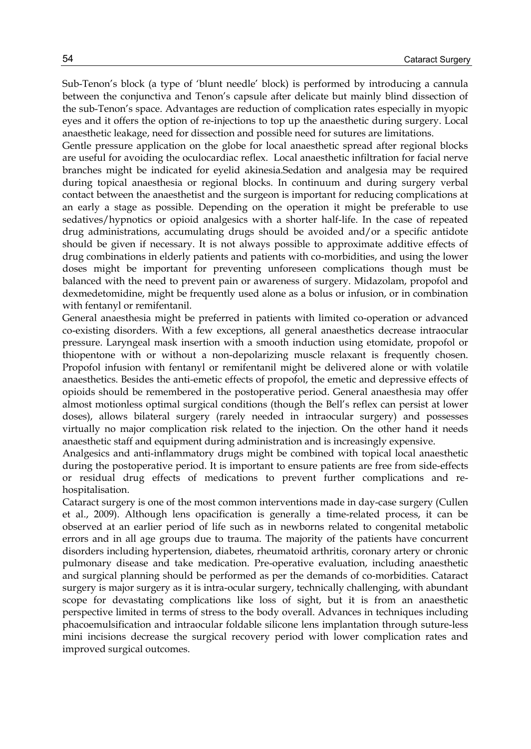Sub-Tenon's block (a type of 'blunt needle' block) is performed by introducing a cannula between the conjunctiva and Tenon's capsule after delicate but mainly blind dissection of the sub-Tenon's space. Advantages are reduction of complication rates especially in myopic eyes and it offers the option of re-injections to top up the anaesthetic during surgery. Local anaesthetic leakage, need for dissection and possible need for sutures are limitations.

Gentle pressure application on the globe for local anaesthetic spread after regional blocks are useful for avoiding the oculocardiac reflex. Local anaesthetic infiltration for facial nerve branches might be indicated for eyelid akinesia.Sedation and analgesia may be required during topical anaesthesia or regional blocks. In continuum and during surgery verbal contact between the anaesthetist and the surgeon is important for reducing complications at an early a stage as possible. Depending on the operation it might be preferable to use sedatives/hypnotics or opioid analgesics with a shorter half-life. In the case of repeated drug administrations, accumulating drugs should be avoided and/or a specific antidote should be given if necessary. It is not always possible to approximate additive effects of drug combinations in elderly patients and patients with co-morbidities, and using the lower doses might be important for preventing unforeseen complications though must be balanced with the need to prevent pain or awareness of surgery. Midazolam, propofol and dexmedetomidine, might be frequently used alone as a bolus or infusion, or in combination with fentanyl or remifentanil.

General anaesthesia might be preferred in patients with limited co-operation or advanced co-existing disorders. With a few exceptions, all general anaesthetics decrease intraocular pressure. Laryngeal mask insertion with a smooth induction using etomidate, propofol or thiopentone with or without a non-depolarizing muscle relaxant is frequently chosen. Propofol infusion with fentanyl or remifentanil might be delivered alone or with volatile anaesthetics. Besides the anti-emetic effects of propofol, the emetic and depressive effects of opioids should be remembered in the postoperative period. General anaesthesia may offer almost motionless optimal surgical conditions (though the Bell's reflex can persist at lower doses), allows bilateral surgery (rarely needed in intraocular surgery) and possesses virtually no major complication risk related to the injection. On the other hand it needs anaesthetic staff and equipment during administration and is increasingly expensive.

Analgesics and anti-inflammatory drugs might be combined with topical local anaesthetic during the postoperative period. It is important to ensure patients are free from side-effects or residual drug effects of medications to prevent further complications and re-hospitalisation.

Cataract surgery is one of the most common interventions made in day-case surgery (Cullen et al., 2009). Although lens opacification is generally a time-related process, it can be observed at an earlier period of life such as in newborns related to congenital metabolic errors and in all age groups due to trauma. The majority of the patients have concurrent disorders including hypertension, diabetes, rheumatoid arthritis, coronary artery or chronic pulmonary disease and take medication. Pre-operative evaluation, including anaesthetic and surgical planning should be performed as per the demands of co-morbidities. Cataract surgery is major surgery as it is intra-ocular surgery, technically challenging, with abundant scope for devastating complications like loss of sight, but it is from an anaesthetic perspective limited in terms of stress to the body overall. Advances in techniques including phacoemulsification and intraocular foldable silicone lens implantation through suture-less mini incisions decrease the surgical recovery period with lower complication rates and improved surgical outcomes.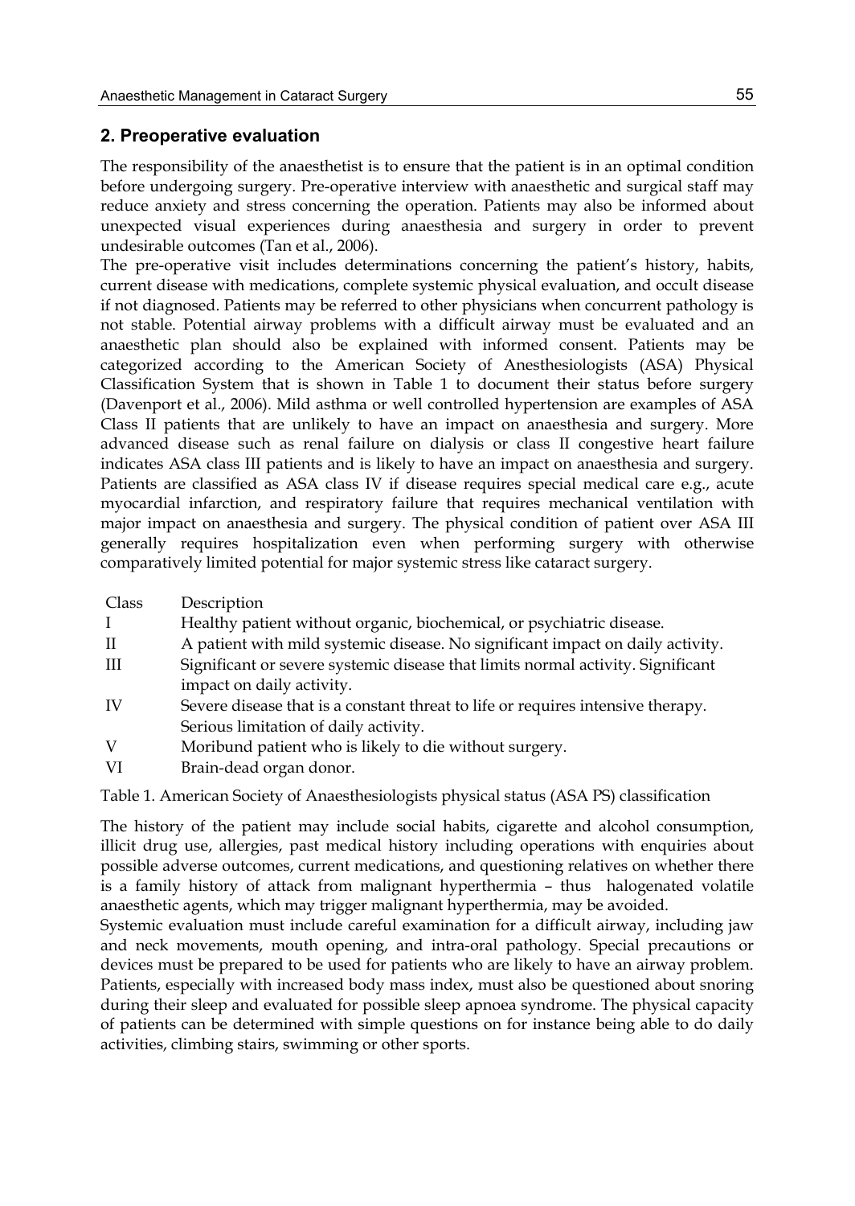## 2. Preoperative evaluation

The responsibility of the anaesthetist is to ensure that the patient is in an optimal condition before undergoing surgery. Pre-operative interview with anaesthetic and surgical staff may reduce anxiety and stress concerning the operation. Patients may also be informed about unexpected visual experiences during anaesthesia and surgery in order to prevent undesirable outcomes (Tan et al., 2006).

The pre-operative visit includes determinations concerning the patient's history, habits, current disease with medications, complete systemic physical evaluation, and occult disease if not diagnosed. Patients may be referred to other physicians when concurrent pathology is not stable. Potential airway problems with a difficult airway must be evaluated and an anaesthetic plan should also be explained with informed consent. Patients may be categorized according to the American Society of Anesthesiologists (ASA) Physical Classification System that is shown in Table 1 to document their status before surgery (Davenport et al., 2006). Mild asthma or well controlled hypertension are examples of ASA Class II patients that are unlikely to have an impact on anaesthesia and surgery. More advanced disease such as renal failure on dialysis or class II congestive heart failure indicates ASA class III patients and is likely to have an impact on anaesthesia and surgery. Patients are classified as ASA class IV if disease requires special medical care e.g., acute myocardial infarction, and respiratory failure that requires mechanical ventilation with major impact on anaesthesia and surgery. The physical condition of patient over ASA III generally requires hospitalization even when performing surgery with otherwise comparatively limited potential for major systemic stress like cataract surgery.

| Class | Description |
|---|---|
| I | Healthy patient without organic, biochemical, or psychiatric disease. |
| II | A patient with mild systemic disease. No significant impact on daily activity. |
| III | Significant or severe systemic disease that limits normal activity. Significant impact on daily activity. |
| IV | Severe disease that is a constant threat to life or requires intensive therapy. Serious limitation of daily activity. |
| V | Moribund patient who is likely to die without surgery. |
| VI | Brain-dead organ donor. |

Table 1. American Society of Anaesthesiologists physical status (ASA PS) classification

The history of the patient may include social habits, cigarette and alcohol consumption, illicit drug use, allergies, past medical history including operations with enquiries about possible adverse outcomes, current medications, and questioning relatives on whether there is a family history of attack from malignant hyperthermia – thus halogenated volatile anaesthetic agents, which may trigger malignant hyperthermia, may be avoided.

Systemic evaluation must include careful examination for a difficult airway, including jaw and neck movements, mouth opening, and intra-oral pathology. Special precautions or devices must be prepared to be used for patients who are likely to have an airway problem. Patients, especially with increased body mass index, must also be questioned about snoring during their sleep and evaluated for possible sleep apnoea syndrome. The physical capacity of patients can be determined with simple questions on for instance being able to do daily activities, climbing stairs, swimming or other sports.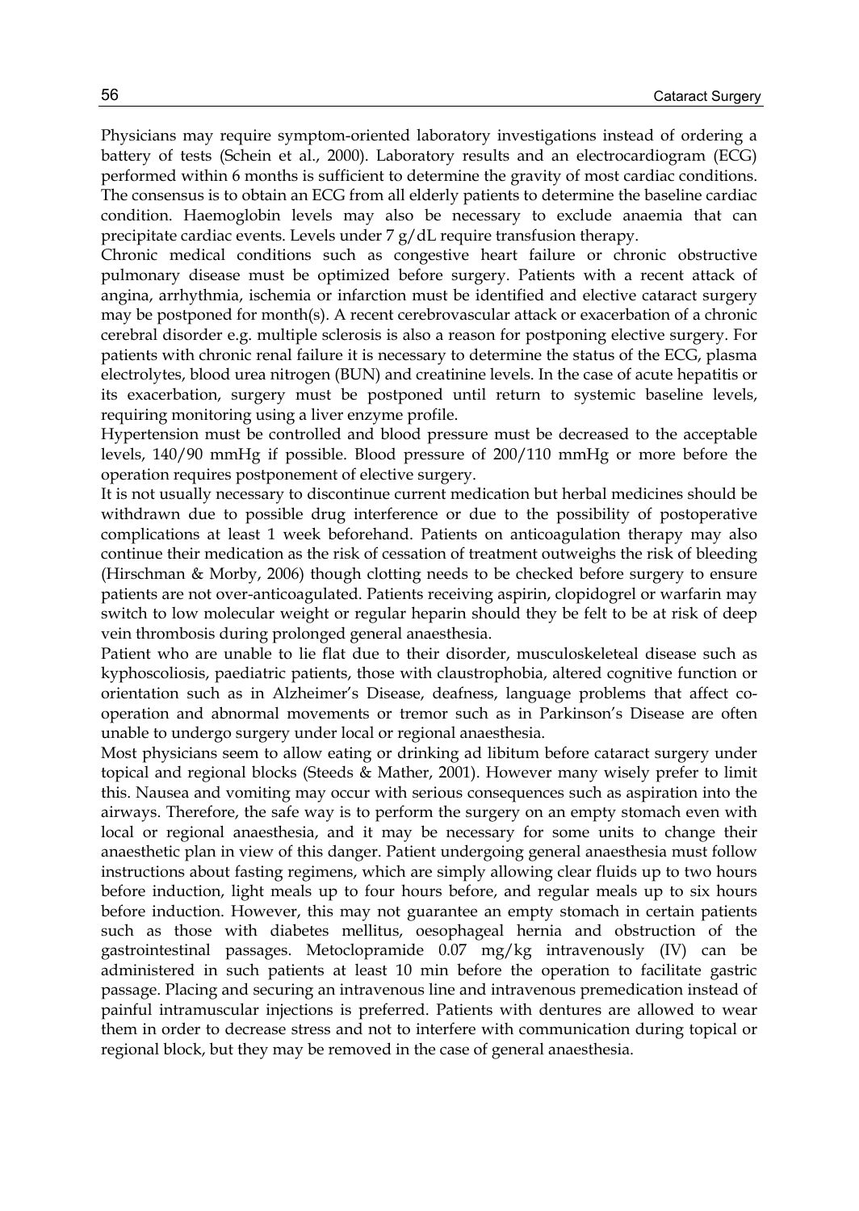Physicians may require symptom-oriented laboratory investigations instead of ordering a battery of tests (Schein et al., 2000). Laboratory results and an electrocardiogram (ECG) performed within 6 months is sufficient to determine the gravity of most cardiac conditions. The consensus is to obtain an ECG from all elderly patients to determine the baseline cardiac condition. Haemoglobin levels may also be necessary to exclude anaemia that can precipitate cardiac events. Levels under 7 g/dL require transfusion therapy.

Chronic medical conditions such as congestive heart failure or chronic obstructive pulmonary disease must be optimized before surgery. Patients with a recent attack of angina, arrhythmia, ischemia or infarction must be identified and elective cataract surgery may be postponed for month(s). A recent cerebrovascular attack or exacerbation of a chronic cerebral disorder e.g. multiple sclerosis is also a reason for postponing elective surgery. For patients with chronic renal failure it is necessary to determine the status of the ECG, plasma electrolytes, blood urea nitrogen (BUN) and creatinine levels. In the case of acute hepatitis or its exacerbation, surgery must be postponed until return to systemic baseline levels, requiring monitoring using a liver enzyme profile.

Hypertension must be controlled and blood pressure must be decreased to the acceptable levels, 140/90 mmHg if possible. Blood pressure of 200/110 mmHg or more before the operation requires postponement of elective surgery.

It is not usually necessary to discontinue current medication but herbal medicines should be withdrawn due to possible drug interference or due to the possibility of postoperative complications at least 1 week beforehand. Patients on anticoagulation therapy may also continue their medication as the risk of cessation of treatment outweighs the risk of bleeding (Hirschman & Morby, 2006) though clotting needs to be checked before surgery to ensure patients are not over-anticoagulated. Patients receiving aspirin, clopidogrel or warfarin may switch to low molecular weight or regular heparin should they be felt to be at risk of deep vein thrombosis during prolonged general anaesthesia.

Patient who are unable to lie flat due to their disorder, musculoskeletal disease such as kyphoscoliosis, paediatric patients, those with claustrophobia, altered cognitive function or orientation such as in Alzheimer's Disease, deafness, language problems that affect co-operation and abnormal movements or tremor such as in Parkinson's Disease are often unable to undergo surgery under local or regional anaesthesia.

Most physicians seem to allow eating or drinking ad libitum before cataract surgery under topical and regional blocks (Steeds & Mather, 2001). However many wisely prefer to limit this. Nausea and vomiting may occur with serious consequences such as aspiration into the airways. Therefore, the safe way is to perform the surgery on an empty stomach even with local or regional anaesthesia, and it may be necessary for some units to change their anaesthetic plan in view of this danger. Patient undergoing general anaesthesia must follow instructions about fasting regimens, which are simply allowing clear fluids up to two hours before induction, light meals up to four hours before, and regular meals up to six hours before induction. However, this may not guarantee an empty stomach in certain patients such as those with diabetes mellitus, oesophageal hernia and obstruction of the gastrointestinal passages. Metoclopramide 0.07 mg/kg intravenously (IV) can be administered in such patients at least 10 min before the operation to facilitate gastric passage. Placing and securing an intravenous line and intravenous premedication instead of painful intramuscular injections is preferred. Patients with dentures are allowed to wear them in order to decrease stress and not to interfere with communication during topical or regional block, but they may be removed in the case of general anaesthesia.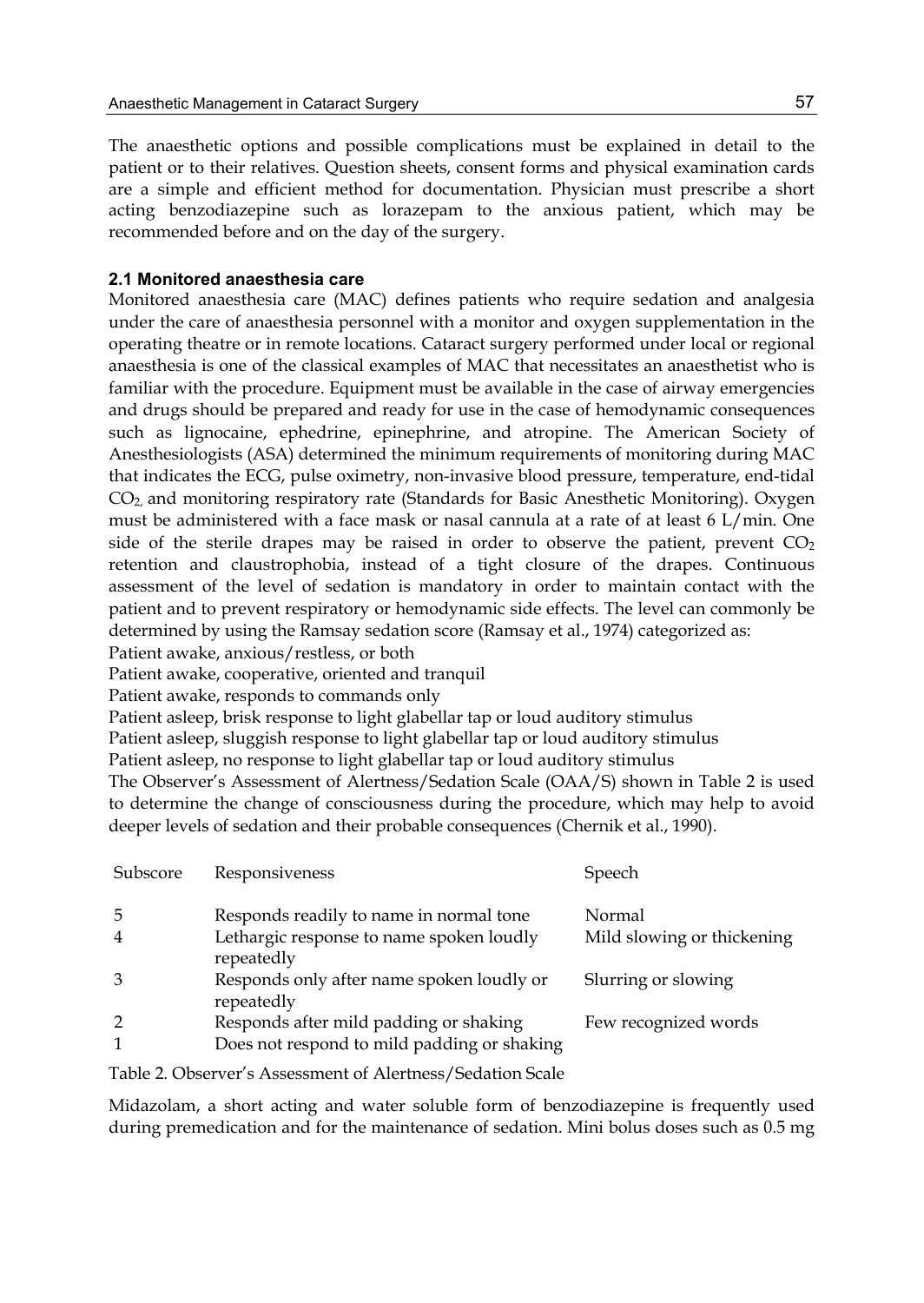The anaesthetic options and possible complications must be explained in detail to the patient or to their relatives. Question sheets, consent forms and physical examination cards are a simple and efficient method for documentation. Physician must prescribe a short acting benzodiazepine such as lorazepam to the anxious patient, which may be recommended before and on the day of the surgery.

### 2.1 Monitored anaesthesia care

Monitored anaesthesia care (MAC) defines patients who require sedation and analgesia under the care of anaesthesia personnel with a monitor and oxygen supplementation in the operating theatre or in remote locations. Cataract surgery performed under local or regional anaesthesia is one of the classical examples of MAC that necessitates an anaesthetist who is familiar with the procedure. Equipment must be available in the case of airway emergencies and drugs should be prepared and ready for use in the case of hemodynamic consequences such as lignocaine, ephedrine, epinephrine, and atropine. The American Society of Anesthesiologists (ASA) determined the minimum requirements of monitoring during MAC that indicates the ECG, pulse oximetry, non-invasive blood pressure, temperature, end-tidal $CO_2$, and monitoring respiratory rate (Standards for Basic Anesthetic Monitoring). Oxygen must be administered with a face mask or nasal cannula at a rate of at least 6 L/min. One side of the sterile drapes may be raised in order to observe the patient, prevent $CO_2$ retention and claustrophobia, instead of a tight closure of the drapes. Continuous assessment of the level of sedation is mandatory in order to maintain contact with the patient and to prevent respiratory or hemodynamic side effects. The level can commonly be determined by using the Ramsay sedation score (Ramsay et al., 1974) categorized as:

Patient awake, anxious/restless, or both
Patient awake, cooperative, oriented and tranquil
Patient awake, responds to commands only
Patient asleep, brisk response to light glabellar tap or loud auditory stimulus
Patient asleep, sluggish response to light glabellar tap or loud auditory stimulus
Patient asleep, no response to light glabellar tap or loud auditory stimulus

The Observer's Assessment of Alertness/Sedation Scale (OAA/S) shown in Table 2 is used to determine the change of consciousness during the procedure, which may help to avoid deeper levels of sedation and their probable consequences (Chernik et al., 1990).

| Subscore | Responsiveness | Speech |
|---|---|---|
| 5 | Responds readily to name in normal tone | Normal |
| 4 | Lethargic response to name spoken loudly repeatedly | Mild slowing or thickening |
| 3 | Responds only after name spoken loudly or repeatedly | Slurring or slowing |
| 2 | Responds after mild padding or shaking | Few recognized words |
| 1 | Does not respond to mild padding or shaking | |

Table 2. Observer's Assessment of Alertness/Sedation Scale

Midazolam, a short acting and water soluble form of benzodiazepine is frequently used during premedication and for the maintenance of sedation. Mini bolus doses such as 0.5 mg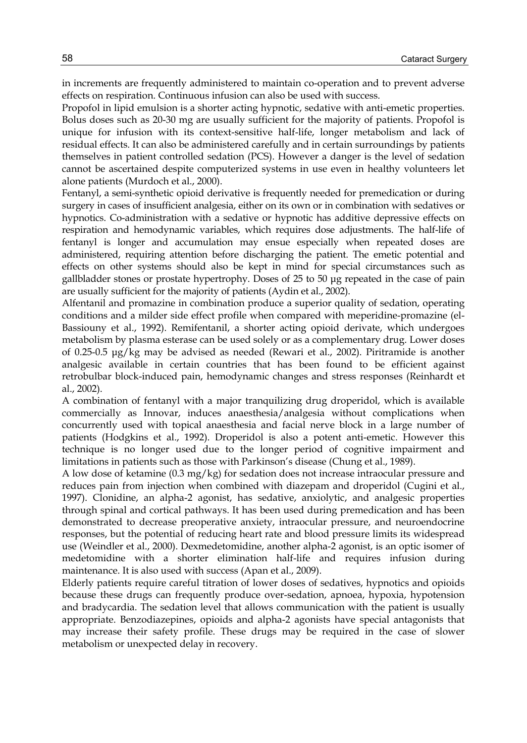in increments are frequently administered to maintain co-operation and to prevent adverse effects on respiration. Continuous infusion can also be used with success.

Propofol in lipid emulsion is a shorter acting hypnotic, sedative with anti-emetic properties. Bolus doses such as 20-30 mg are usually sufficient for the majority of patients. Propofol is unique for infusion with its context-sensitive half-life, longer metabolism and lack of residual effects. It can also be administered carefully and in certain surroundings by patients themselves in patient controlled sedation (PCS). However a danger is the level of sedation cannot be ascertained despite computerized systems in use even in healthy volunteers let alone patients (Murdoch et al., 2000).

Fentanyl, a semi-synthetic opioid derivative is frequently needed for premedication or during surgery in cases of insufficient analgesia, either on its own or in combination with sedatives or hypnotics. Co-administration with a sedative or hypnotic has additive depressive effects on respiration and hemodynamic variables, which requires dose adjustments. The half-life of fentanyl is longer and accumulation may ensue especially when repeated doses are administered, requiring attention before discharging the patient. The emetic potential and effects on other systems should also be kept in mind for special circumstances such as gallbladder stones or prostate hypertrophy. Doses of 25 to 50 µg repeated in the case of pain are usually sufficient for the majority of patients (Aydin et al., 2002).

Alfentanil and promazine in combination produce a superior quality of sedation, operating conditions and a milder side effect profile when compared with meperidine-promazine (el-Bassiouny et al., 1992). Remifentanil, a shorter acting opioid derivate, which undergoes metabolism by plasma esterase can be used solely or as a complementary drug. Lower doses of 0.25-0.5 µg/kg may be advised as needed (Rewari et al., 2002). Piritramide is another analgesic available in certain countries that has been found to be efficient against retrobulbar block-induced pain, hemodynamic changes and stress responses (Reinhardt et al., 2002).

A combination of fentanyl with a major tranquilizing drug droperidol, which is available commercially as Innovar, induces anaesthesia/analgesia without complications when concurrently used with topical anaesthesia and facial nerve block in a large number of patients (Hodgkins et al., 1992). Droperidol is also a potent anti-emetic. However this technique is no longer used due to the longer period of cognitive impairment and limitations in patients such as those with Parkinson's disease (Chung et al., 1989).

A low dose of ketamine (0.3 mg/kg) for sedation does not increase intraocular pressure and reduces pain from injection when combined with diazepam and droperidol (Cugini et al., 1997). Clonidine, an alpha-2 agonist, has sedative, anxiolytic, and analgesic properties through spinal and cortical pathways. It has been used during premedication and has been demonstrated to decrease preoperative anxiety, intraocular pressure, and neuroendocrine responses, but the potential of reducing heart rate and blood pressure limits its widespread use (Weindler et al., 2000). Dexmedetomidine, another alpha-2 agonist, is an optic isomer of medetomidine with a shorter elimination half-life and requires infusion during maintenance. It is also used with success (Apan et al., 2009).

Elderly patients require careful titration of lower doses of sedatives, hypnotics and opioids because these drugs can frequently produce over-sedation, apnoea, hypoxia, hypotension and bradycardia. The sedation level that allows communication with the patient is usually appropriate. Benzodiazepines, opioids and alpha-2 agonists have special antagonists that may increase their safety profile. These drugs may be required in the case of slower metabolism or unexpected delay in recovery.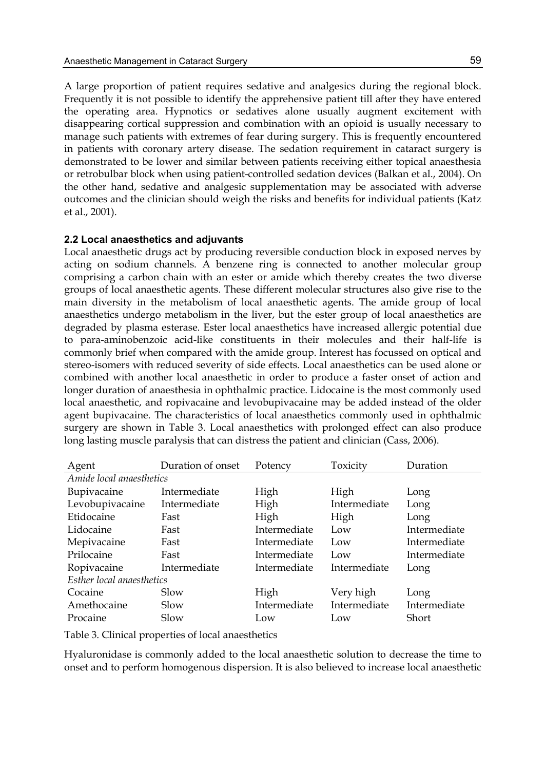A large proportion of patient requires sedative and analgesics during the regional block. Frequently it is not possible to identify the apprehensive patient till after they have entered the operating area. Hypnotics or sedatives alone usually augment excitement with disappearing cortical suppression and combination with an opioid is usually necessary to manage such patients with extremes of fear during surgery. This is frequently encountered in patients with coronary artery disease. The sedation requirement in cataract surgery is demonstrated to be lower and similar between patients receiving either topical anaesthesia or retrobulbar block when using patient-controlled sedation devices (Balkan et al., 2004). On the other hand, sedative and analgesic supplementation may be associated with adverse outcomes and the clinician should weigh the risks and benefits for individual patients (Katz et al., 2001).

### 2.2 Local anaesthetics and adjuvants

Local anaesthetic drugs act by producing reversible conduction block in exposed nerves by acting on sodium channels. A benzene ring is connected to another molecular group comprising a carbon chain with an ester or amide which thereby creates the two diverse groups of local anaesthetic agents. These different molecular structures also give rise to the main diversity in the metabolism of local anaesthetic agents. The amide group of local anaesthetics undergo metabolism in the liver, but the ester group of local anaesthetics are degraded by plasma esterase. Ester local anaesthetics have increased allergic potential due to para-aminobenzoic acid-like constituents in their molecules and their half-life is commonly brief when compared with the amide group. Interest has focussed on optical and stereo-isomers with reduced severity of side effects. Local anaesthetics can be used alone or combined with another local anaesthetic in order to produce a faster onset of action and longer duration of anaesthesia in ophthalmic practice. Lidocaine is the most commonly used local anaesthetic, and ropivacaine and levobupivacaine may be added instead of the older agent bupivacaine. The characteristics of local anaesthetics commonly used in ophthalmic surgery are shown in Table 3. Local anaesthetics with prolonged effect can also produce long lasting muscle paralysis that can distress the patient and clinician (Cass, 2006).

| Agent | Duration of onset | Potency | Toxicity | Duration |
|---|---|---|---|---|
| *Amide local anaesthetics* | | | | |
| Bupivacaine | Intermediate | High | High | Long |
| Levobupivacaine | Intermediate | High | Intermediate | Long |
| Etidocaine | Fast | High | High | Long |
| Lidocaine | Fast | Intermediate | Low | Intermediate |
| Mepivacaine | Fast | Intermediate | Low | Intermediate |
| Prilocaine | Fast | Intermediate | Low | Intermediate |
| Ropivacaine | Intermediate | Intermediate | Intermediate | Long |
| *Esther local anaesthetics* | | | | |
| Cocaine | Slow | High | Very high | Long |
| Amethocaine | Slow | Intermediate | Intermediate | Intermediate |
| Procaine | Slow | Low | Low | Short |

Table 3. Clinical properties of local anaesthetics

Hyaluronidase is commonly added to the local anaesthetic solution to decrease the time to onset and to perform homogenous dispersion. It is also believed to increase local anaesthetic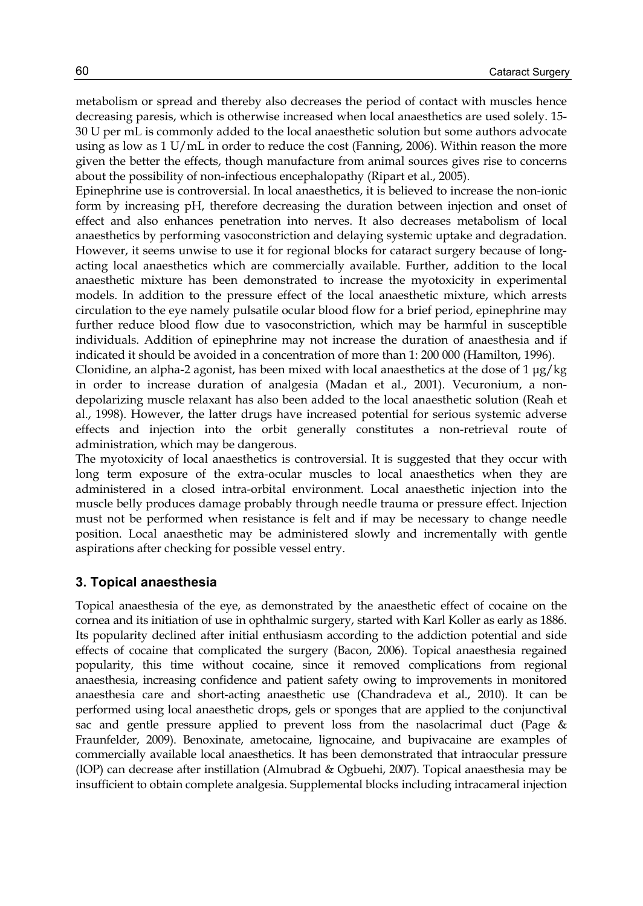metabolism or spread and thereby also decreases the period of contact with muscles hence decreasing paresis, which is otherwise increased when local anaesthetics are used solely. 15-30 U per mL is commonly added to the local anaesthetic solution but some authors advocate using as low as 1 U/mL in order to reduce the cost (Fanning, 2006). Within reason the more given the better the effects, though manufacture from animal sources gives rise to concerns about the possibility of non-infectious encephalopathy (Ripart et al., 2005).

Epinephrine use is controversial. In local anaesthetics, it is believed to increase the non-ionic form by increasing pH, therefore decreasing the duration between injection and onset of effect and also enhances penetration into nerves. It also decreases metabolism of local anaesthetics by performing vasoconstriction and delaying systemic uptake and degradation. However, it seems unwise to use it for regional blocks for cataract surgery because of long-acting local anaesthetics which are commercially available. Further, addition to the local anaesthetic mixture has been demonstrated to increase the myotoxicity in experimental models. In addition to the pressure effect of the local anaesthetic mixture, which arrests circulation to the eye namely pulsatile ocular blood flow for a brief period, epinephrine may further reduce blood flow due to vasoconstriction, which may be harmful in susceptible individuals. Addition of epinephrine may not increase the duration of anaesthesia and if indicated it should be avoided in a concentration of more than 1: 200 000 (Hamilton, 1996).

Clonidine, an alpha-2 agonist, has been mixed with local anaesthetics at the dose of 1 µg/kg in order to increase duration of analgesia (Madan et al., 2001). Vecuronium, a non-depolarizing muscle relaxant has also been added to the local anaesthetic solution (Reah et al., 1998). However, the latter drugs have increased potential for serious systemic adverse effects and injection into the orbit generally constitutes a non-retrieval route of administration, which may be dangerous.

The myotoxicity of local anaesthetics is controversial. It is suggested that they occur with long term exposure of the extra-ocular muscles to local anaesthetics when they are administered in a closed intra-orbital environment. Local anaesthetic injection into the muscle belly produces damage probably through needle trauma or pressure effect. Injection must not be performed when resistance is felt and if may be necessary to change needle position. Local anaesthetic may be administered slowly and incrementally with gentle aspirations after checking for possible vessel entry.

## 3. Topical anaesthesia

Topical anaesthesia of the eye, as demonstrated by the anaesthetic effect of cocaine on the cornea and its initiation of use in ophthalmic surgery, started with Karl Koller as early as 1886. Its popularity declined after initial enthusiasm according to the addiction potential and side effects of cocaine that complicated the surgery (Bacon, 2006). Topical anaesthesia regained popularity, this time without cocaine, since it removed complications from regional anaesthesia, increasing confidence and patient safety owing to improvements in monitored anaesthesia care and short-acting anaesthetic use (Chandradeva et al., 2010). It can be performed using local anaesthetic drops, gels or sponges that are applied to the conjunctival sac and gentle pressure applied to prevent loss from the nasolacrimal duct (Page & Fraunfelder, 2009). Benoxinate, ametocaine, lignocaine, and bupivacaine are examples of commercially available local anaesthetics. It has been demonstrated that intraocular pressure (IOP) can decrease after instillation (Almubrad & Ogbuehi, 2007). Topical anaesthesia may be insufficient to obtain complete analgesia. Supplemental blocks including intracameral injection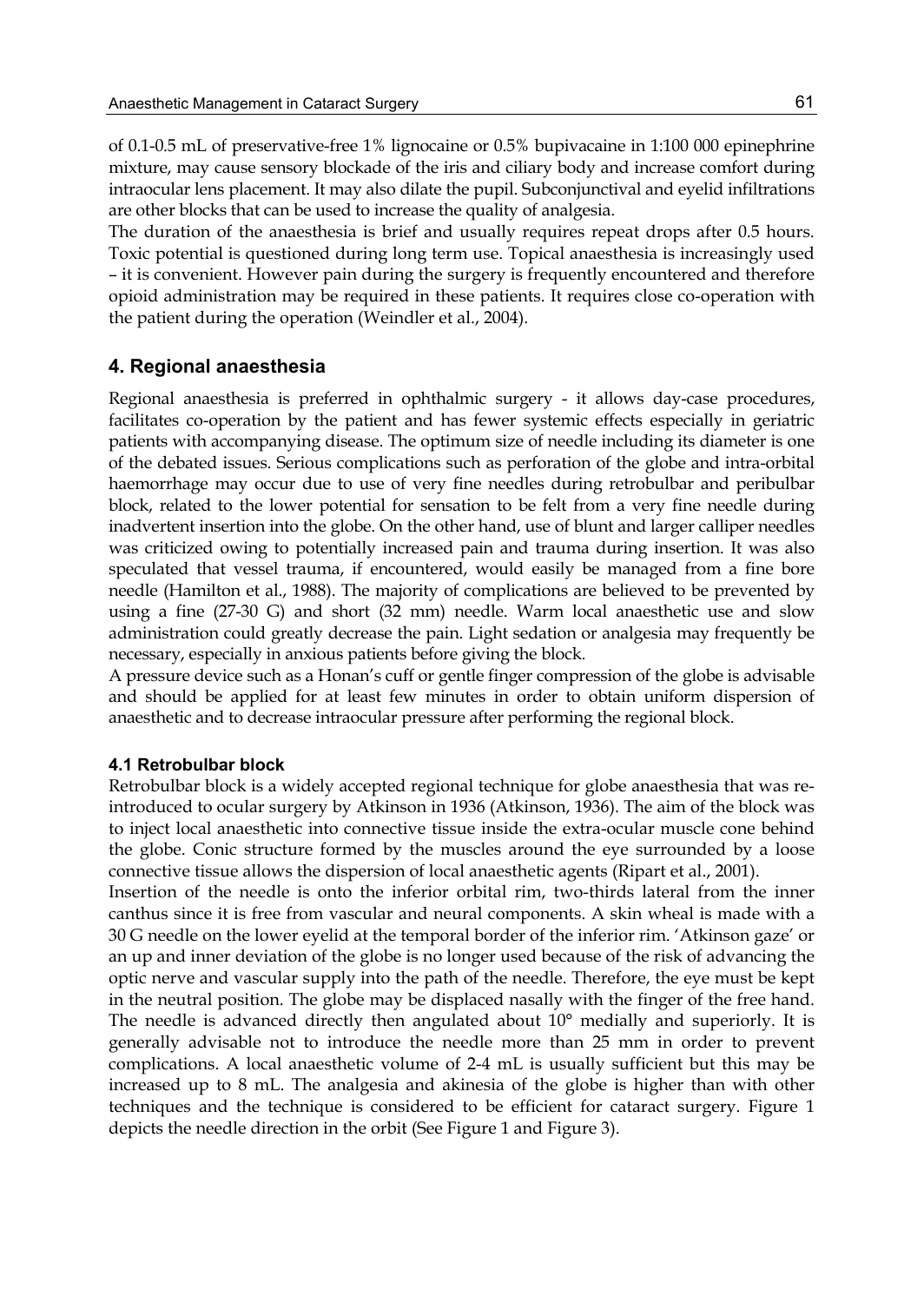of 0.1-0.5 mL of preservative-free 1% lignocaine or 0.5% bupivacaine in 1:100 000 epinephrine mixture, may cause sensory blockade of the iris and ciliary body and increase comfort during intraocular lens placement. It may also dilate the pupil. Subconjunctival and eyelid infiltrations are other blocks that can be used to increase the quality of analgesia.

The duration of the anaesthesia is brief and usually requires repeat drops after 0.5 hours. Toxic potential is questioned during long term use. Topical anaesthesia is increasingly used – it is convenient. However pain during the surgery is frequently encountered and therefore opioid administration may be required in these patients. It requires close co-operation with the patient during the operation (Weindler et al., 2004).

## 4. Regional anaesthesia

Regional anaesthesia is preferred in ophthalmic surgery - it allows day-case procedures, facilitates co-operation by the patient and has fewer systemic effects especially in geriatric patients with accompanying disease. The optimum size of needle including its diameter is one of the debated issues. Serious complications such as perforation of the globe and intra-orbital haemorrhage may occur due to use of very fine needles during retrobulbar and peribulbar block, related to the lower potential for sensation to be felt from a very fine needle during inadvertent insertion into the globe. On the other hand, use of blunt and larger calliper needles was criticized owing to potentially increased pain and trauma during insertion. It was also speculated that vessel trauma, if encountered, would easily be managed from a fine bore needle (Hamilton et al., 1988). The majority of complications are believed to be prevented by using a fine (27-30 G) and short (32 mm) needle. Warm local anaesthetic use and slow administration could greatly decrease the pain. Light sedation or analgesia may frequently be necessary, especially in anxious patients before giving the block.

A pressure device such as a Honan's cuff or gentle finger compression of the globe is advisable and should be applied for at least few minutes in order to obtain uniform dispersion of anaesthetic and to decrease intraocular pressure after performing the regional block.

### 4.1 Retrobulbar block

Retrobulbar block is a widely accepted regional technique for globe anaesthesia that was re-introduced to ocular surgery by Atkinson in 1936 (Atkinson, 1936). The aim of the block was to inject local anaesthetic into connective tissue inside the extra-ocular muscle cone behind the globe. Conic structure formed by the muscles around the eye surrounded by a loose connective tissue allows the dispersion of local anaesthetic agents (Ripart et al., 2001).

Insertion of the needle is onto the inferior orbital rim, two-thirds lateral from the inner canthus since it is free from vascular and neural components. A skin wheal is made with a 30 G needle on the lower eyelid at the temporal border of the inferior rim. 'Atkinson gaze' or an up and inner deviation of the globe is no longer used because of the risk of advancing the optic nerve and vascular supply into the path of the needle. Therefore, the eye must be kept in the neutral position. The globe may be displaced nasally with the finger of the free hand. The needle is advanced directly then angulated about 10° medially and superiorly. It is generally advisable not to introduce the needle more than 25 mm in order to prevent complications. A local anaesthetic volume of 2-4 mL is usually sufficient but this may be increased up to 8 mL. The analgesia and akinesia of the globe is higher than with other techniques and the technique is considered to be efficient for cataract surgery. Figure 1 depicts the needle direction in the orbit (See Figure 1 and Figure 3).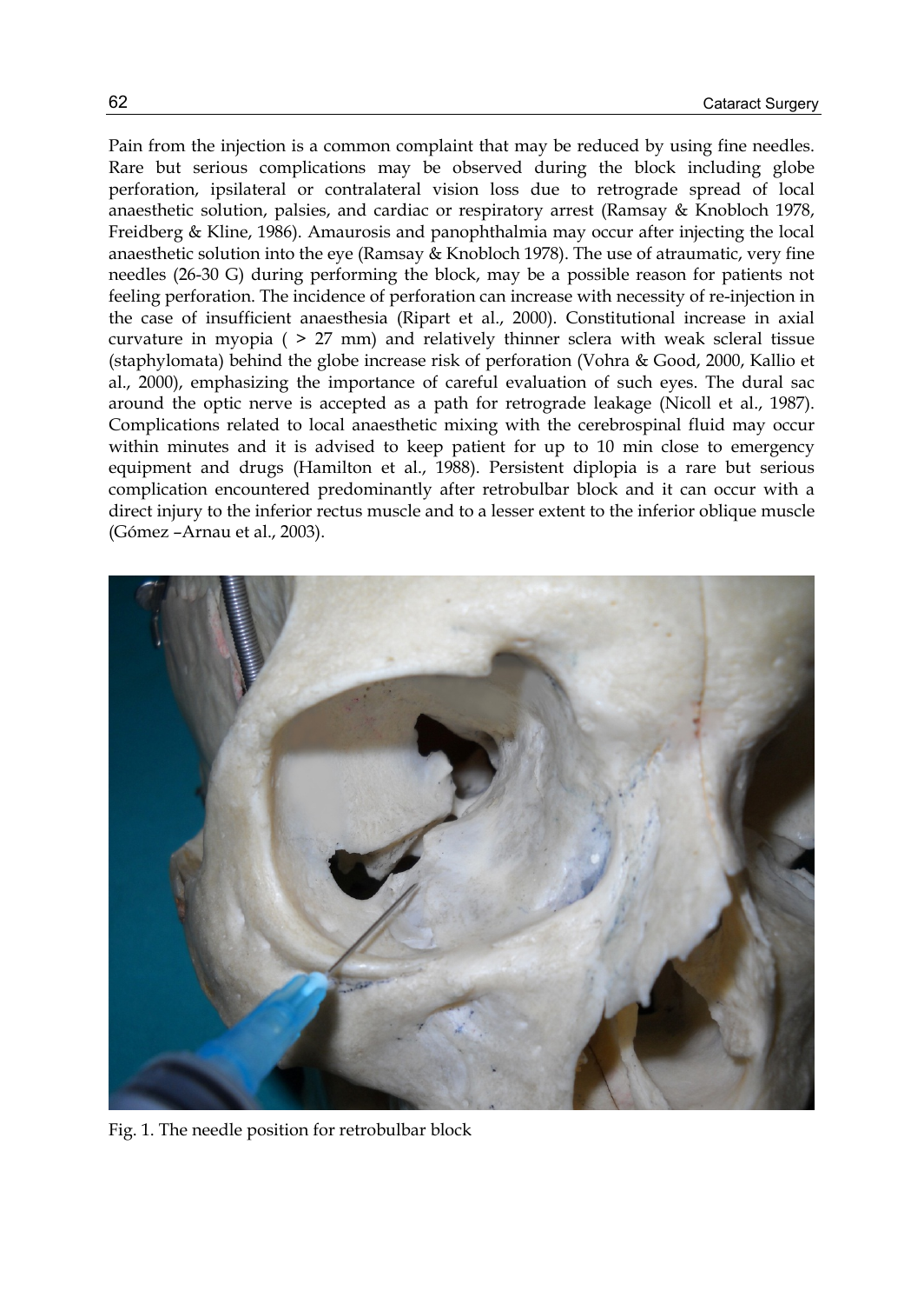Pain from the injection is a common complaint that may be reduced by using fine needles. Rare but serious complications may be observed during the block including globe perforation, ipsilateral or contralateral vision loss due to retrograde spread of local anaesthetic solution, palsies, and cardiac or respiratory arrest (Ramsay & Knobloch 1978, Freidberg & Kline, 1986). Amaurosis and panophthalmia may occur after injecting the local anaesthetic solution into the eye (Ramsay & Knobloch 1978). The use of atraumatic, very fine needles (26-30 G) during performing the block, may be a possible reason for patients not feeling perforation. The incidence of perforation can increase with necessity of re-injection in the case of insufficient anaesthesia (Ripart et al., 2000). Constitutional increase in axial curvature in myopia ( > 27 mm) and relatively thinner sclera with weak scleral tissue (staphylomata) behind the globe increase risk of perforation (Vohra & Good, 2000, Kallio et al., 2000), emphasizing the importance of careful evaluation of such eyes. The dural sac around the optic nerve is accepted as a path for retrograde leakage (Nicoll et al., 1987). Complications related to local anaesthetic mixing with the cerebrospinal fluid may occur within minutes and it is advised to keep patient for up to 10 min close to emergency equipment and drugs (Hamilton et al., 1988). Persistent diplopia is a rare but serious complication encountered predominantly after retrobulbar block and it can occur with a direct injury to the inferior rectus muscle and to a lesser extent to the inferior oblique muscle (Gómez –Arnau et al., 2003).

Fig. 1. The needle position for retrobulbar block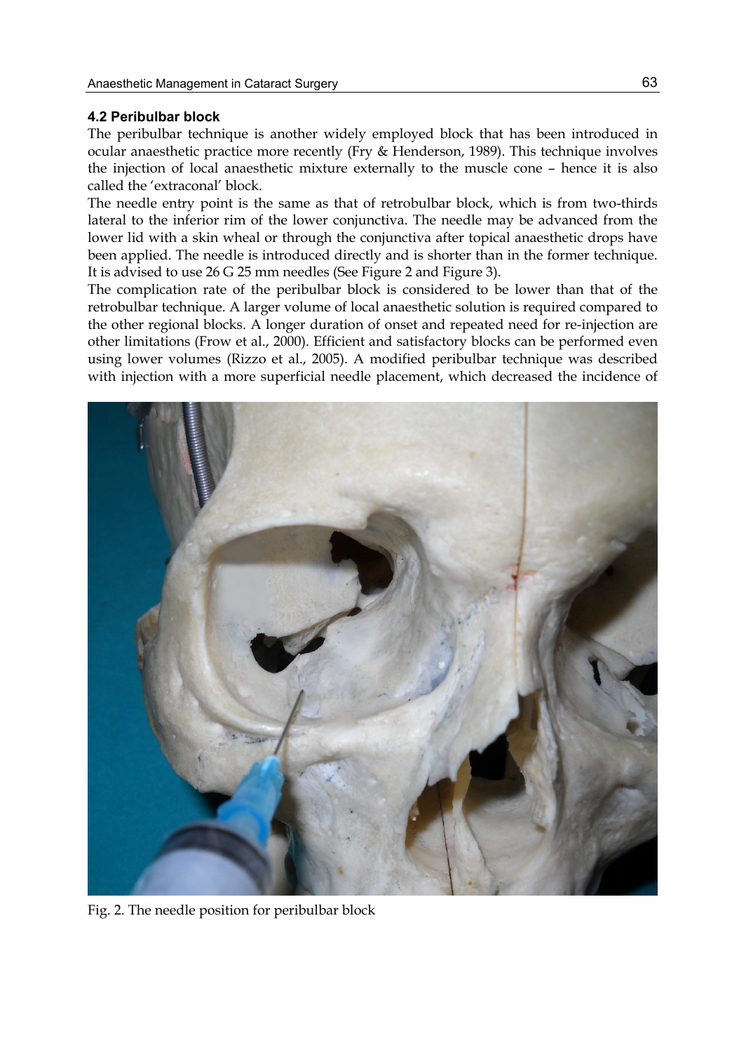### 4.2 Peribulbar block

The peribulbar technique is another widely employed block that has been introduced in ocular anaesthetic practice more recently (Fry & Henderson, 1989). This technique involves the injection of local anaesthetic mixture externally to the muscle cone – hence it is also called the 'extraconal' block.

The needle entry point is the same as that of retrobulbar block, which is from two-thirds lateral to the inferior rim of the lower conjunctiva. The needle may be advanced from the lower lid with a skin wheal or through the conjunctiva after topical anaesthetic drops have been applied. The needle is introduced directly and is shorter than in the former technique. It is advised to use 26 G 25 mm needles (See Figure 2 and Figure 3).

The complication rate of the peribulbar block is considered to be lower than that of the retrobulbar technique. A larger volume of local anaesthetic solution is required compared to the other regional blocks. A longer duration of onset and repeated need for re-injection are other limitations (Frow et al., 2000). Efficient and satisfactory blocks can be performed even using lower volumes (Rizzo et al., 2005). A modified peribulbar technique was described with injection with a more superficial needle placement, which decreased the incidence of

Fig. 2. The needle position for peribulbar block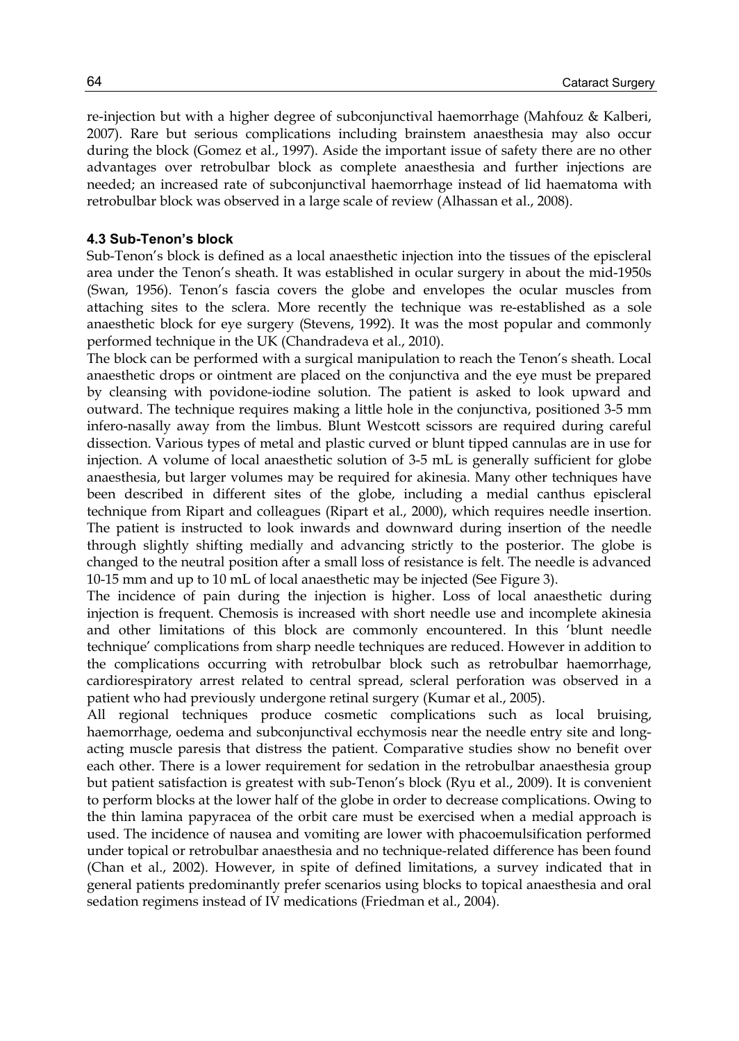re-injection but with a higher degree of subconjunctival haemorrhage (Mahfouz & Kalberi, 2007). Rare but serious complications including brainstem anaesthesia may also occur during the block (Gomez et al., 1997). Aside the important issue of safety there are no other advantages over retrobulbar block as complete anaesthesia and further injections are needed; an increased rate of subconjunctival haemorrhage instead of lid haematoma with retrobulbar block was observed in a large scale of review (Alhassan et al., 2008).

### 4.3 Sub-Tenon's block

Sub-Tenon's block is defined as a local anaesthetic injection into the tissues of the episcleral area under the Tenon's sheath. It was established in ocular surgery in about the mid-1950s (Swan, 1956). Tenon's fascia covers the globe and envelopes the ocular muscles from attaching sites to the sclera. More recently the technique was re-established as a sole anaesthetic block for eye surgery (Stevens, 1992). It was the most popular and commonly performed technique in the UK (Chandradeva et al., 2010).

The block can be performed with a surgical manipulation to reach the Tenon's sheath. Local anaesthetic drops or ointment are placed on the conjunctiva and the eye must be prepared by cleansing with povidone-iodine solution. The patient is asked to look upward and outward. The technique requires making a little hole in the conjunctiva, positioned 3-5 mm infero-nasally away from the limbus. Blunt Westcott scissors are required during careful dissection. Various types of metal and plastic curved or blunt tipped cannulas are in use for injection. A volume of local anaesthetic solution of 3-5 mL is generally sufficient for globe anaesthesia, but larger volumes may be required for akinesia. Many other techniques have been described in different sites of the globe, including a medial canthus episcleral technique from Ripart and colleagues (Ripart et al., 2000), which requires needle insertion. The patient is instructed to look inwards and downward during insertion of the needle through slightly shifting medially and advancing strictly to the posterior. The globe is changed to the neutral position after a small loss of resistance is felt. The needle is advanced 10-15 mm and up to 10 mL of local anaesthetic may be injected (See Figure 3).

The incidence of pain during the injection is higher. Loss of local anaesthetic during injection is frequent. Chemosis is increased with short needle use and incomplete akinesia and other limitations of this block are commonly encountered. In this 'blunt needle technique' complications from sharp needle techniques are reduced. However in addition to the complications occurring with retrobulbar block such as retrobulbar haemorrhage, cardiorespiratory arrest related to central spread, scleral perforation was observed in a patient who had previously undergone retinal surgery (Kumar et al., 2005).

All regional techniques produce cosmetic complications such as local bruising, haemorrhage, oedema and subconjunctival ecchymosis near the needle entry site and long-acting muscle paresis that distress the patient. Comparative studies show no benefit over each other. There is a lower requirement for sedation in the retrobulbar anaesthesia group but patient satisfaction is greatest with sub-Tenon's block (Ryu et al., 2009). It is convenient to perform blocks at the lower half of the globe in order to decrease complications. Owing to the thin lamina papyracea of the orbit care must be exercised when a medial approach is used. The incidence of nausea and vomiting are lower with phacoemulsification performed under topical or retrobulbar anaesthesia and no technique-related difference has been found (Chan et al., 2002). However, in spite of defined limitations, a survey indicated that in general patients predominantly prefer scenarios using blocks to topical anaesthesia and oral sedation regimens instead of IV medications (Friedman et al., 2004).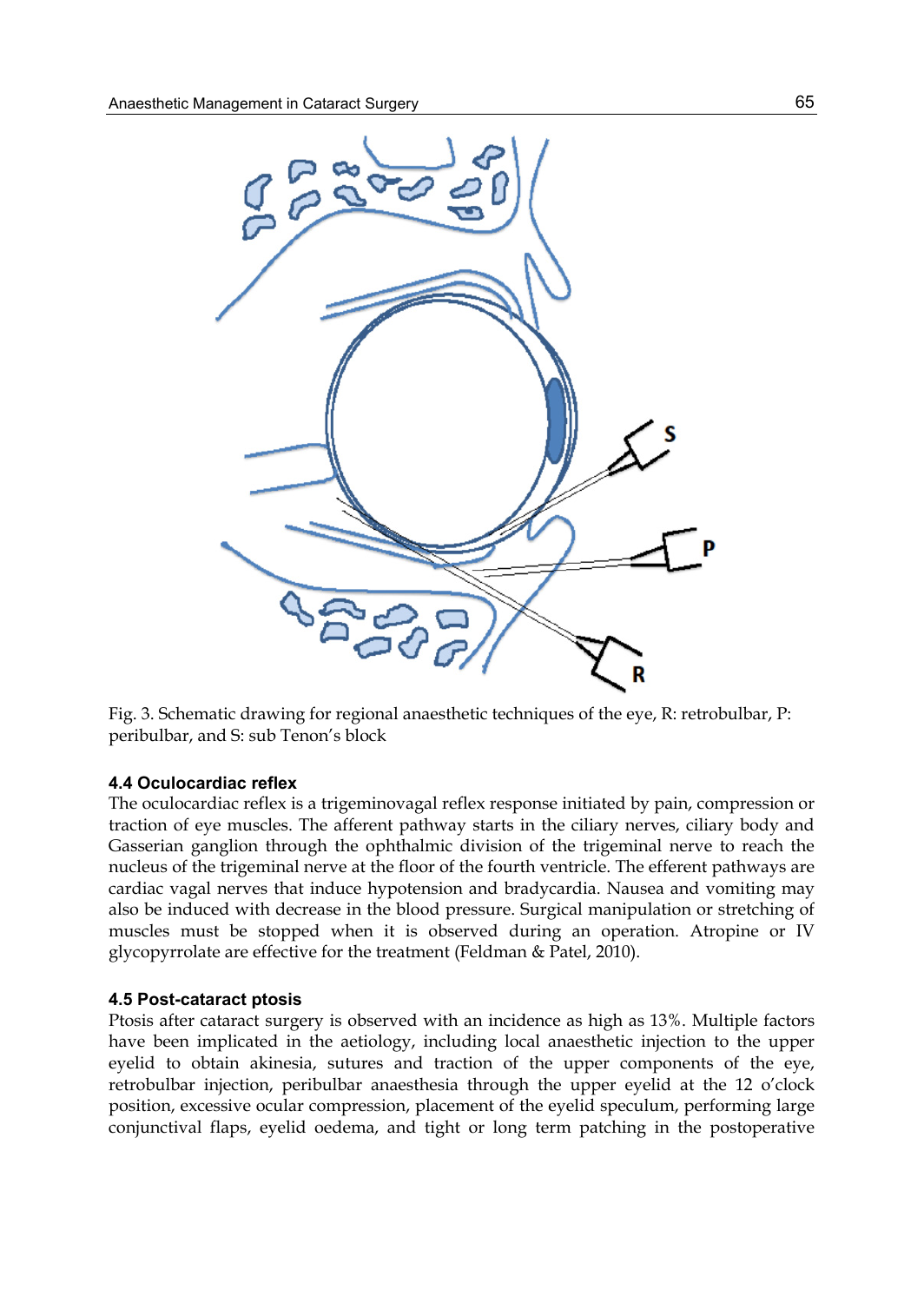Fig. 3. Schematic drawing for regional anaesthetic techniques of the eye, R: retrobulbar, P: peribulbar, and S: sub Tenon's block

### 4.4 Oculocardiac reflex

The oculocardiac reflex is a trigeminovagal reflex response initiated by pain, compression or traction of eye muscles. The afferent pathway starts in the ciliary nerves, ciliary body and Gasserian ganglion through the ophthalmic division of the trigeminal nerve to reach the nucleus of the trigeminal nerve at the floor of the fourth ventricle. The efferent pathways are cardiac vagal nerves that induce hypotension and bradycardia. Nausea and vomiting may also be induced with decrease in the blood pressure. Surgical manipulation or stretching of muscles must be stopped when it is observed during an operation. Atropine or IV glycopyrrolate are effective for the treatment (Feldman & Patel, 2010).

### 4.5 Post-cataract ptosis

Ptosis after cataract surgery is observed with an incidence as high as 13%. Multiple factors have been implicated in the aetiology, including local anaesthetic injection to the upper eyelid to obtain akinesia, sutures and traction of the upper components of the eye, retrobulbar injection, peribulbar anaesthesia through the upper eyelid at the 12 o'clock position, excessive ocular compression, placement of the eyelid speculum, performing large conjunctival flaps, eyelid oedema, and tight or long term patching in the postoperative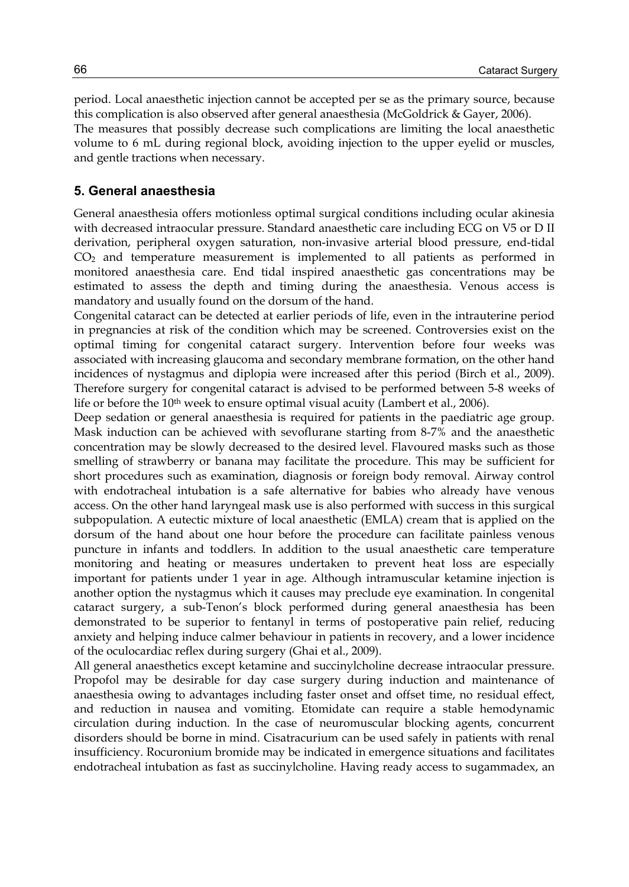period. Local anaesthetic injection cannot be accepted per se as the primary source, because this complication is also observed after general anaesthesia (McGoldrick & Gayer, 2006).

The measures that possibly decrease such complications are limiting the local anaesthetic volume to 6 mL during regional block, avoiding injection to the upper eyelid or muscles, and gentle tractions when necessary.

## 5. General anaesthesia

General anaesthesia offers motionless optimal surgical conditions including ocular akinesia with decreased intraocular pressure. Standard anaesthetic care including ECG on V5 or D II derivation, peripheral oxygen saturation, non-invasive arterial blood pressure, end-tidal $CO_2$ and temperature measurement is implemented to all patients as performed in monitored anaesthesia care. End tidal inspired anaesthetic gas concentrations may be estimated to assess the depth and timing during the anaesthesia. Venous access is mandatory and usually found on the dorsum of the hand.

Congenital cataract can be detected at earlier periods of life, even in the intrauterine period in pregnancies at risk of the condition which may be screened. Controversies exist on the optimal timing for congenital cataract surgery. Intervention before four weeks was associated with increasing glaucoma and secondary membrane formation, on the other hand incidences of nystagmus and diplopia were increased after this period (Birch et al., 2009). Therefore surgery for congenital cataract is advised to be performed between 5-8 weeks of life or before the 10th week to ensure optimal visual acuity (Lambert et al., 2006).

Deep sedation or general anaesthesia is required for patients in the paediatric age group. Mask induction can be achieved with sevoflurane starting from 8-7% and the anaesthetic concentration may be slowly decreased to the desired level. Flavoured masks such as those smelling of strawberry or banana may facilitate the procedure. This may be sufficient for short procedures such as examination, diagnosis or foreign body removal. Airway control with endotracheal intubation is a safe alternative for babies who already have venous access. On the other hand laryngeal mask use is also performed with success in this surgical subpopulation. A eutectic mixture of local anaesthetic (EMLA) cream that is applied on the dorsum of the hand about one hour before the procedure can facilitate painless venous puncture in infants and toddlers. In addition to the usual anaesthetic care temperature monitoring and heating or measures undertaken to prevent heat loss are especially important for patients under 1 year in age. Although intramuscular ketamine injection is another option the nystagmus which it causes may preclude eye examination. In congenital cataract surgery, a sub-Tenon's block performed during general anaesthesia has been demonstrated to be superior to fentanyl in terms of postoperative pain relief, reducing anxiety and helping induce calmer behaviour in patients in recovery, and a lower incidence of the oculocardiac reflex during surgery (Ghai et al., 2009).

All general anaesthetics except ketamine and succinylcholine decrease intraocular pressure. Propofol may be desirable for day case surgery during induction and maintenance of anaesthesia owing to advantages including faster onset and offset time, no residual effect, and reduction in nausea and vomiting. Etomidate can require a stable hemodynamic circulation during induction. In the case of neuromuscular blocking agents, concurrent disorders should be borne in mind. Cisatracurium can be used safely in patients with renal insufficiency. Rocuronium bromide may be indicated in emergence situations and facilitates endotracheal intubation as fast as succinylcholine. Having ready access to sugammadex, an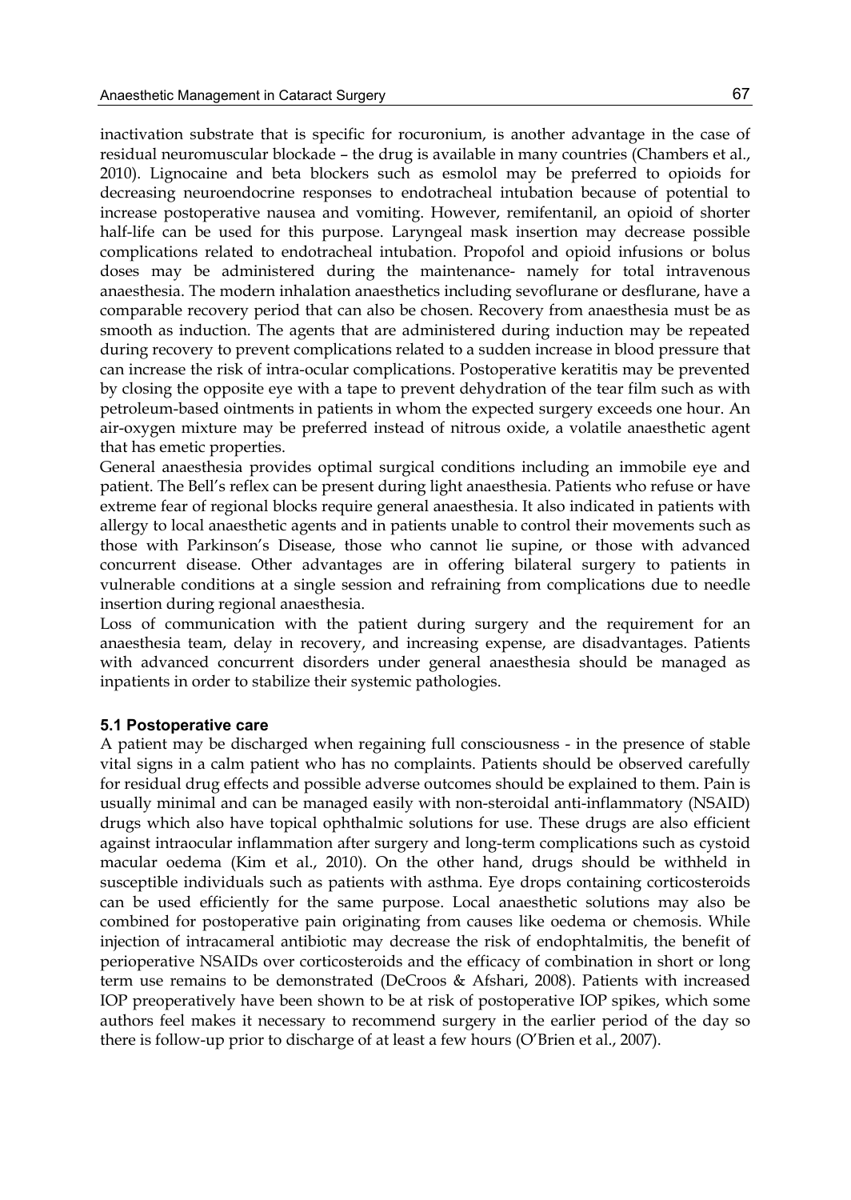inactivation substrate that is specific for rocuronium, is another advantage in the case of residual neuromuscular blockade – the drug is available in many countries (Chambers et al., 2010). Lignocaine and beta blockers such as esmolol may be preferred to opioids for decreasing neuroendocrine responses to endotracheal intubation because of potential to increase postoperative nausea and vomiting. However, remifentanil, an opioid of shorter half-life can be used for this purpose. Laryngeal mask insertion may decrease possible complications related to endotracheal intubation. Propofol and opioid infusions or bolus doses may be administered during the maintenance- namely for total intravenous anaesthesia. The modern inhalation anaesthetics including sevoflurane or desflurane, have a comparable recovery period that can also be chosen. Recovery from anaesthesia must be as smooth as induction. The agents that are administered during induction may be repeated during recovery to prevent complications related to a sudden increase in blood pressure that can increase the risk of intra-ocular complications. Postoperative keratitis may be prevented by closing the opposite eye with a tape to prevent dehydration of the tear film such as with petroleum-based ointments in patients in whom the expected surgery exceeds one hour. An air-oxygen mixture may be preferred instead of nitrous oxide, a volatile anaesthetic agent that has emetic properties.

General anaesthesia provides optimal surgical conditions including an immobile eye and patient. The Bell's reflex can be present during light anaesthesia. Patients who refuse or have extreme fear of regional blocks require general anaesthesia. It also indicated in patients with allergy to local anaesthetic agents and in patients unable to control their movements such as those with Parkinson's Disease, those who cannot lie supine, or those with advanced concurrent disease. Other advantages are in offering bilateral surgery to patients in vulnerable conditions at a single session and refraining from complications due to needle insertion during regional anaesthesia.

Loss of communication with the patient during surgery and the requirement for an anaesthesia team, delay in recovery, and increasing expense, are disadvantages. Patients with advanced concurrent disorders under general anaesthesia should be managed as inpatients in order to stabilize their systemic pathologies.

### 5.1 Postoperative care

A patient may be discharged when regaining full consciousness - in the presence of stable vital signs in a calm patient who has no complaints. Patients should be observed carefully for residual drug effects and possible adverse outcomes should be explained to them. Pain is usually minimal and can be managed easily with non-steroidal anti-inflammatory (NSAID) drugs which also have topical ophthalmic solutions for use. These drugs are also efficient against intraocular inflammation after surgery and long-term complications such as cystoid macular oedema (Kim et al., 2010). On the other hand, drugs should be withheld in susceptible individuals such as patients with asthma. Eye drops containing corticosteroids can be used efficiently for the same purpose. Local anaesthetic solutions may also be combined for postoperative pain originating from causes like oedema or chemosis. While injection of intracameral antibiotic may decrease the risk of endophtalmitis, the benefit of perioperative NSAIDs over corticosteroids and the efficacy of combination in short or long term use remains to be demonstrated (DeCroos & Afshari, 2008). Patients with increased IOP preoperatively have been shown to be at risk of postoperative IOP spikes, which some authors feel makes it necessary to recommend surgery in the earlier period of the day so there is follow-up prior to discharge of at least a few hours (O'Brien et al., 2007).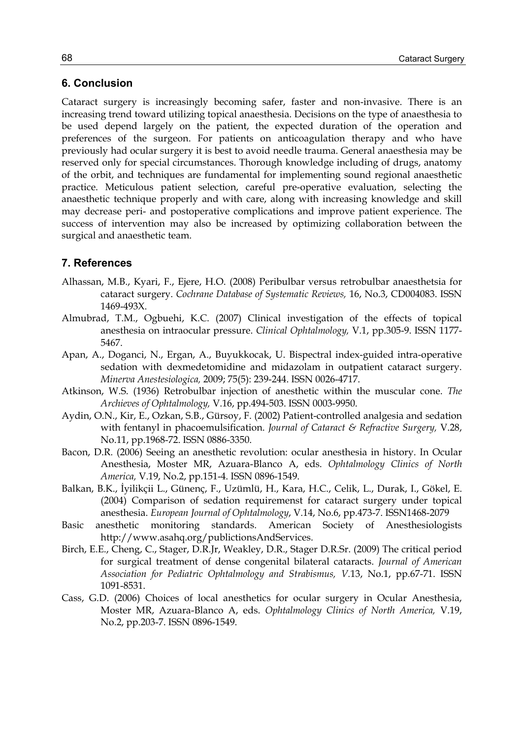## 6. Conclusion

Cataract surgery is increasingly becoming safer, faster and non-invasive. There is an increasing trend toward utilizing topical anaesthesia. Decisions on the type of anaesthesia to be used depend largely on the patient, the expected duration of the operation and preferences of the surgeon. For patients on anticoagulation therapy and who have previously had ocular surgery it is best to avoid needle trauma. General anaesthesia may be reserved only for special circumstances. Thorough knowledge including of drugs, anatomy of the orbit, and techniques are fundamental for implementing sound regional anaesthetic practice. Meticulous patient selection, careful pre-operative evaluation, selecting the anaesthetic technique properly and with care, along with increasing knowledge and skill may decrease peri- and postoperative complications and improve patient experience. The success of intervention may also be increased by optimizing collaboration between the surgical and anaesthetic team.

## 7. References

Alhassan, M.B., Kyari, F., Ejere, H.O. (2008) Peribulbar versus retrobulbar anaesthetsia for cataract surgery. *Cochrane Database of Systematic Reviews,* 16, No.3, CD004083. ISSN 1469-493X.

Almubrad, T.M., Ogbuehi, K.C. (2007) Clinical investigation of the effects of topical anesthesia on intraocular pressure. *Clinical Ophtalmology,* V.1, pp.305-9. ISSN 1177-5467.

Apan, A., Doganci, N., Ergan, A., Buyukkocak, U. Bispectral index-guided intra-operative sedation with dexmedetomidine and midazolam in outpatient cataract surgery. *Minerva Anestesiologica,* 2009; 75(5): 239-244. ISSN 0026-4717.

Atkinson, W.S. (1936) Retrobulbar injection of anesthetic within the muscular cone. *The Archieves of Ophtalmology,* V.16, pp.494-503. ISSN 0003-9950.

Aydin, O.N., Kir, E., Ozkan, S.B., Gürsoy, F. (2002) Patient-controlled analgesia and sedation with fentanyl in phacoemulsification. *Journal of Cataract & Refractive Surgery,* V.28, No.11, pp.1968-72. ISSN 0886-3350.

Bacon, D.R. (2006) Seeing an anesthetic revolution: ocular anesthesia in history. In Ocular Anesthesia, Moster MR, Azuara-Blanco A, eds. *Ophtalmology Clinics of North America,* V.19, No.2, pp.151-4. ISSN 0896-1549.

Balkan, B.K., İyilikçii L., Günenç, F., Uzümlü, H., Kara, H.C., Celik, L., Durak, I., Gökel, E. (2004) Comparison of sedation requiremenst for cataract surgery under topical anesthesia. *European Journal of Ophtalmology*, V.14, No.6, pp.473-7. ISSN1468-2079

Basic anesthetic monitoring standards. American Society of Anesthesiologists http://www.asahq.org/publictionsAndServices.

Birch, E.E., Cheng, C., Stager, D.R.Jr, Weakley, D.R., Stager D.R.Sr. (2009) The critical period for surgical treatment of dense congenital bilateral cataracts. *Journal of American Association for Pediatric Ophtalmology and Strabismus, V.*13, No.1, pp.67-71. ISSN 1091-8531.

Cass, G.D. (2006) Choices of local anesthetics for ocular surgery in Ocular Anesthesia, Moster MR, Azuara-Blanco A, eds. *Ophtalmology Clinics of North America,* V.19, No.2, pp.203-7. ISSN 0896-1549.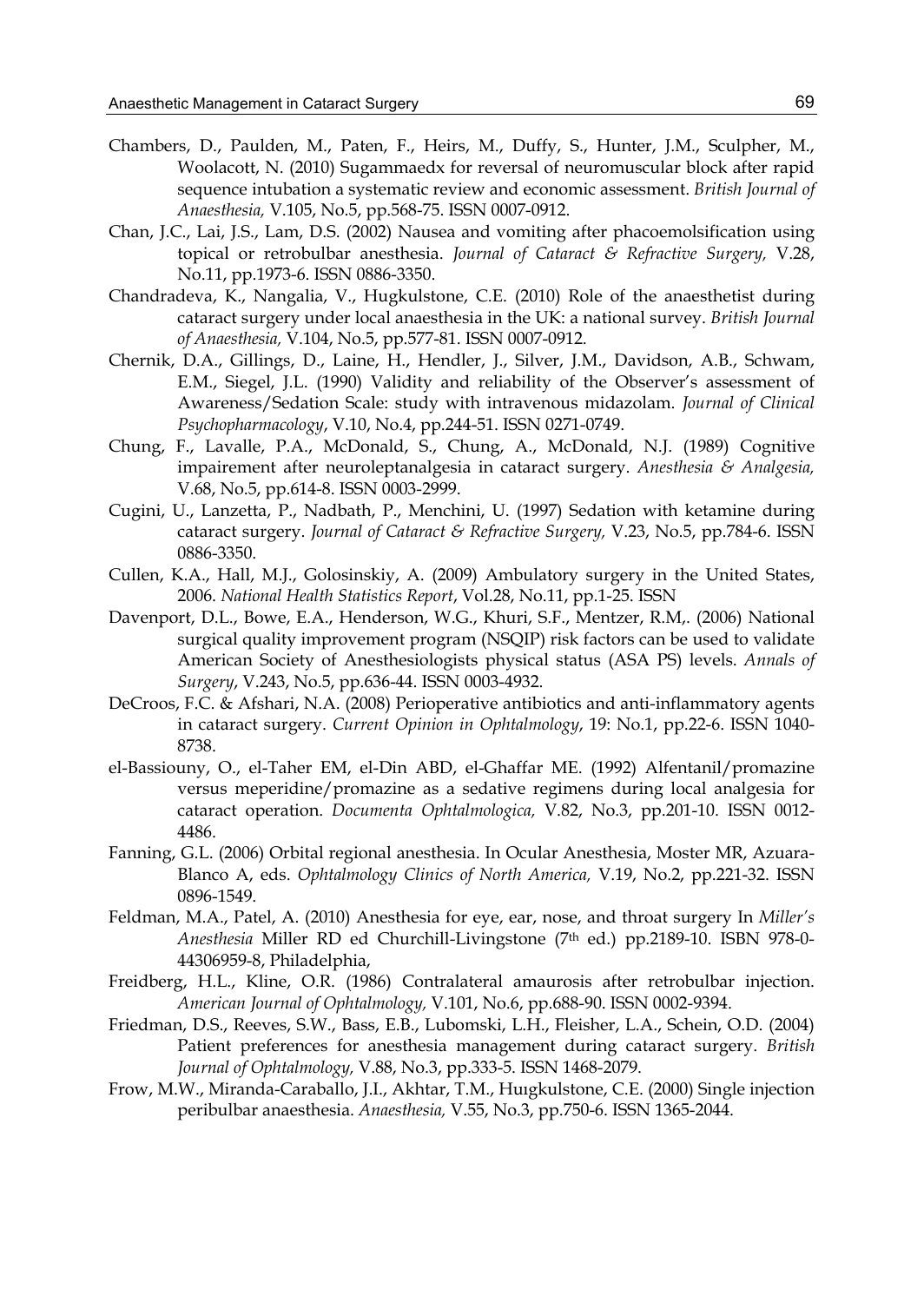Chambers, D., Paulden, M., Paten, F., Heirs, M., Duffy, S., Hunter, J.M., Sculpher, M., Woolacott, N. (2010) Sugammaedx for reversal of neuromuscular block after rapid sequence intubation a systematic review and economic assessment. *British Journal of Anaesthesia,* V.105, No.5, pp.568-75. ISSN 0007-0912.

Chan, J.C., Lai, J.S., Lam, D.S. (2002) Nausea and vomiting after phacoemolsification using topical or retrobulbar anesthesia. *Journal of Cataract & Refractive Surgery,* V.28, No.11, pp.1973-6. ISSN 0886-3350.

Chandradeva, K., Nangalia, V., Hugkulstone, C.E. (2010) Role of the anaesthetist during cataract surgery under local anaesthesia in the UK: a national survey. *British Journal of Anaesthesia,* V.104, No.5, pp.577-81. ISSN 0007-0912.

Chernik, D.A., Gillings, D., Laine, H., Hendler, J., Silver, J.M., Davidson, A.B., Schwam, E.M., Siegel, J.L. (1990) Validity and reliability of the Observer's assessment of Awareness/Sedation Scale: study with intravenous midazolam. *Journal of Clinical Psychopharmacology*, V.10, No.4, pp.244-51. ISSN 0271-0749.

Chung, F., Lavalle, P.A., McDonald, S., Chung, A., McDonald, N.J. (1989) Cognitive impairement after neuroleptanalgesia in cataract surgery. *Anesthesia & Analgesia,* V.68, No.5, pp.614-8. ISSN 0003-2999.

Cugini, U., Lanzetta, P., Nadbath, P., Menchini, U. (1997) Sedation with ketamine during cataract surgery. *Journal of Cataract & Refractive Surgery,* V.23, No.5, pp.784-6. ISSN 0886-3350.

Cullen, K.A., Hall, M.J., Golosinskiy, A. (2009) Ambulatory surgery in the United States, 2006. *National Health Statistics Report*, Vol.28, No.11, pp.1-25. ISSN

Davenport, D.L., Bowe, E.A., Henderson, W.G., Khuri, S.F., Mentzer, R.M,. (2006) National surgical quality improvement program (NSQIP) risk factors can be used to validate American Society of Anesthesiologists physical status (ASA PS) levels. *Annals of Surgery*, V.243, No.5, pp.636-44. ISSN 0003-4932.

DeCroos, F.C. & Afshari, N.A. (2008) Perioperative antibiotics and anti-inflammatory agents in cataract surgery. *Current Opinion in Ophtalmology*, 19: No.1, pp.22-6. ISSN 1040-8738.

el-Bassiouny, O., el-Taher EM, el-Din ABD, el-Ghaffar ME. (1992) Alfentanil/promazine versus meperidine/promazine as a sedative regimens during local analgesia for cataract operation. *Documenta Ophtalmologica,* V.82, No.3, pp.201-10. ISSN 0012-4486.

Fanning, G.L. (2006) Orbital regional anesthesia. In Ocular Anesthesia, Moster MR, Azuara-Blanco A, eds. *Ophtalmology Clinics of North America,* V.19, No.2, pp.221-32. ISSN 0896-1549.

Feldman, M.A., Patel, A. (2010) Anesthesia for eye, ear, nose, and throat surgery In *Miller's Anesthesia* Miller RD ed Churchill-Livingstone (7th ed.) pp.2189-10. ISBN 978-0-44306959-8, Philadelphia,

Freidberg, H.L., Kline, O.R. (1986) Contralateral amaurosis after retrobulbar injection. *American Journal of Ophtalmology,* V.101, No.6, pp.688-90. ISSN 0002-9394.

Friedman, D.S., Reeves, S.W., Bass, E.B., Lubomski, L.H., Fleisher, L.A., Schein, O.D. (2004) Patient preferences for anesthesia management during cataract surgery. *British Journal of Ophtalmology,* V.88, No.3, pp.333-5. ISSN 1468-2079.

Frow, M.W., Miranda-Caraballo, J.I., Akhtar, T.M., Huigkulstone, C.E. (2000) Single injection peribulbar anaesthesia. *Anaesthesia,* V.55, No.3, pp.750-6. ISSN 1365-2044.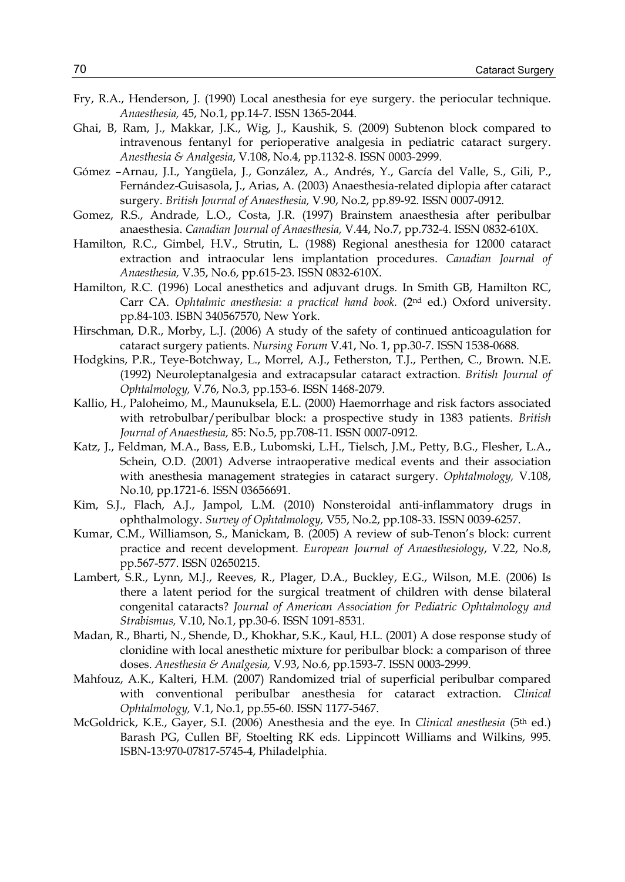Fry, R.A., Henderson, J. (1990) Local anesthesia for eye surgery. the periocular technique. *Anaesthesia,* 45, No.1, pp.14-7. ISSN 1365-2044.

Ghai, B, Ram, J., Makkar, J.K., Wig, J., Kaushik, S. (2009) Subtenon block compared to intravenous fentanyl for perioperative analgesia in pediatric cataract surgery. *Anesthesia & Analgesia*, V.108, No.4, pp.1132-8. ISSN 0003-2999.

Gómez –Arnau, J.I., Yangüela, J., González, A., Andrés, Y., García del Valle, S., Gili, P., Fernández-Guisasola, J., Arias, A. (2003) Anaesthesia-related diplopia after cataract surgery. *British Journal of Anaesthesia,* V.90, No.2, pp.89-92. ISSN 0007-0912.

Gomez, R.S., Andrade, L.O., Costa, J.R. (1997) Brainstem anaesthesia after peribulbar anaesthesia. *Canadian Journal of Anaesthesia,* V.44, No.7, pp.732-4. ISSN 0832-610X.

Hamilton, R.C., Gimbel, H.V., Strutin, L. (1988) Regional anesthesia for 12000 cataract extraction and intraocular lens implantation procedures. *Canadian Journal of Anaesthesia,* V.35, No.6, pp.615-23. ISSN 0832-610X.

Hamilton, R.C. (1996) Local anesthetics and adjuvant drugs. In Smith GB, Hamilton RC, Carr CA. *Ophtalmic anesthesia: a practical hand book.* (2nd ed.) Oxford university. pp.84-103. ISBN 340567570, New York.

Hirschman, D.R., Morby, L.J. (2006) A study of the safety of continued anticoagulation for cataract surgery patients. *Nursing Forum* V.41, No. 1, pp.30-7. ISSN 1538-0688.

Hodgkins, P.R., Teye-Botchway, L., Morrel, A.J., Fetherston, T.J., Perthen, C., Brown. N.E. (1992) Neuroleptanalgesia and extracapsular cataract extraction. *British Journal of Ophtalmology,* V.76, No.3, pp.153-6. ISSN 1468-2079.

Kallio, H., Paloheimo, M., Maunuksela, E.L. (2000) Haemorrhage and risk factors associated with retrobulbar/peribulbar block: a prospective study in 1383 patients. *British Journal of Anaesthesia,* 85: No.5, pp.708-11. ISSN 0007-0912.

Katz, J., Feldman, M.A., Bass, E.B., Lubomski, L.H., Tielsch, J.M., Petty, B.G., Flesher, L.A., Schein, O.D. (2001) Adverse intraoperative medical events and their association with anesthesia management strategies in cataract surgery. *Ophtalmology,* V.108, No.10, pp.1721-6. ISSN 03656691.

Kim, S.J., Flach, A.J., Jampol, L.M. (2010) Nonsteroidal anti-inflammatory drugs in ophthalmology. *Survey of Ophtalmology,* V55, No.2, pp.108-33. ISSN 0039-6257.

Kumar, C.M., Williamson, S., Manickam, B. (2005) A review of sub-Tenon's block: current practice and recent development. *European Journal of Anaesthesiology*, V.22, No.8, pp.567-577. ISSN 02650215.

Lambert, S.R., Lynn, M.J., Reeves, R., Plager, D.A., Buckley, E.G., Wilson, M.E. (2006) Is there a latent period for the surgical treatment of children with dense bilateral congenital cataracts? *Journal of American Association for Pediatric Ophtalmology and Strabismus,* V.10, No.1, pp.30-6. ISSN 1091-8531.

Madan, R., Bharti, N., Shende, D., Khokhar, S.K., Kaul, H.L. (2001) A dose response study of clonidine with local anesthetic mixture for peribulbar block: a comparison of three doses. *Anesthesia & Analgesia,* V.93, No.6, pp.1593-7. ISSN 0003-2999.

Mahfouz, A.K., Kalteri, H.M. (2007) Randomized trial of superficial peribulbar compared with conventional peribulbar anesthesia for cataract extraction. *Clinical Ophtalmology,* V.1, No.1, pp.55-60. ISSN 1177-5467.

McGoldrick, K.E., Gayer, S.I. (2006) Anesthesia and the eye. In *Clinical anesthesia* (5th ed.) Barash PG, Cullen BF, Stoelting RK eds. Lippincott Williams and Wilkins, 995. ISBN-13:970-07817-5745-4, Philadelphia.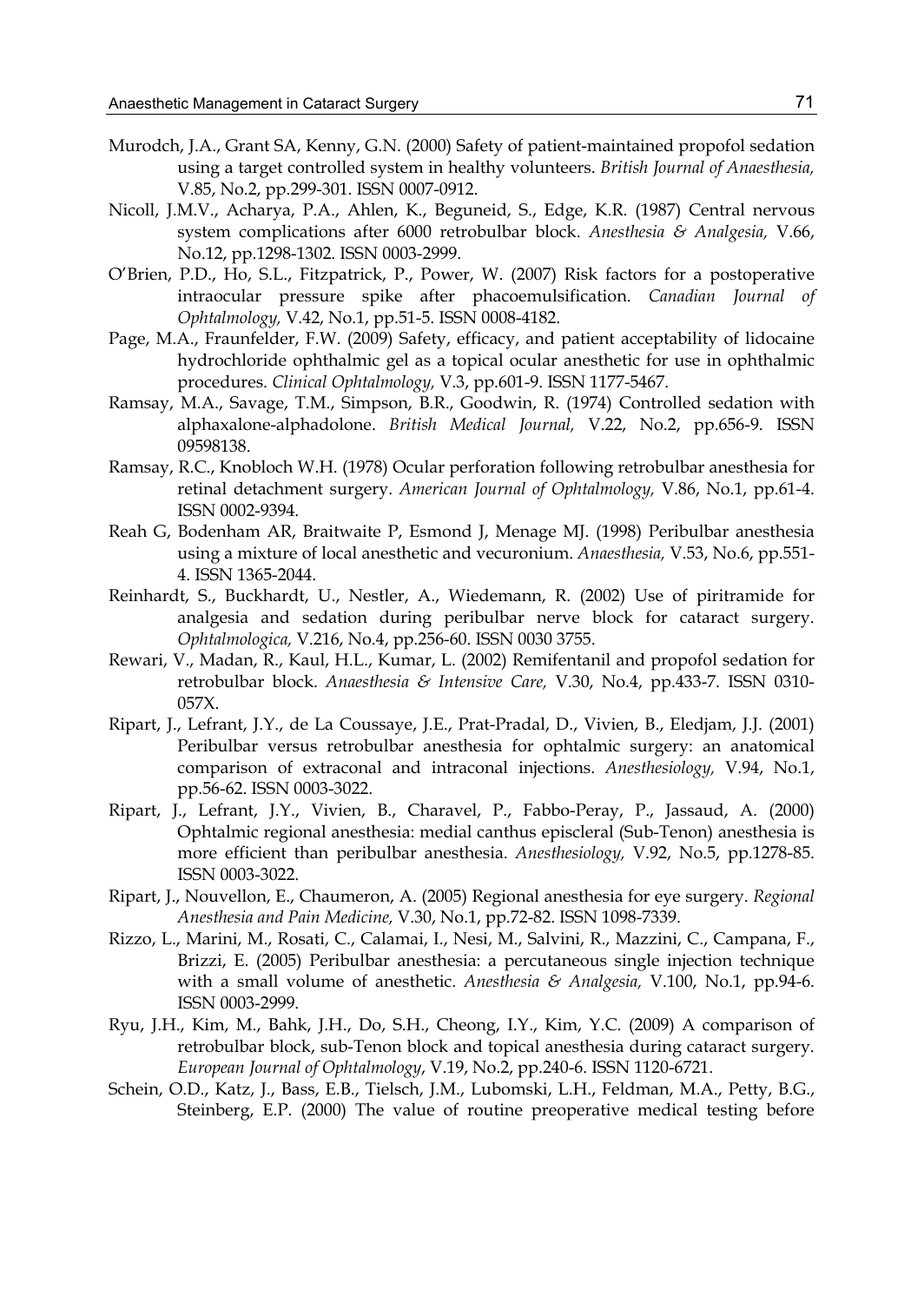Murodch, J.A., Grant SA, Kenny, G.N. (2000) Safety of patient-maintained propofol sedation using a target controlled system in healthy volunteers. *British Journal of Anaesthesia,* V.85, No.2, pp.299-301. ISSN 0007-0912.

Nicoll, J.M.V., Acharya, P.A., Ahlen, K., Beguneid, S., Edge, K.R. (1987) Central nervous system complications after 6000 retrobulbar block. *Anesthesia & Analgesia,* V.66, No.12, pp.1298-1302. ISSN 0003-2999.

O'Brien, P.D., Ho, S.L., Fitzpatrick, P., Power, W. (2007) Risk factors for a postoperative intraocular pressure spike after phacoemulsification. *Canadian Journal of Ophtalmology,* V.42, No.1, pp.51-5. ISSN 0008-4182.

Page, M.A., Fraunfelder, F.W. (2009) Safety, efficacy, and patient acceptability of lidocaine hydrochloride ophthalmic gel as a topical ocular anesthetic for use in ophthalmic procedures. *Clinical Ophtalmology,* V.3, pp.601-9. ISSN 1177-5467.

Ramsay, M.A., Savage, T.M., Simpson, B.R., Goodwin, R. (1974) Controlled sedation with alphaxalone-alphadolone. *British Medical Journal,* V.22, No.2, pp.656-9. ISSN 09598138.

Ramsay, R.C., Knobloch W.H. (1978) Ocular perforation following retrobulbar anesthesia for retinal detachment surgery. *American Journal of Ophtalmology,* V.86, No.1, pp.61-4. ISSN 0002-9394.

Reah G, Bodenham AR, Braitwaite P, Esmond J, Menage MJ. (1998) Peribulbar anesthesia using a mixture of local anesthetic and vecuronium. *Anaesthesia,* V.53, No.6, pp.551-4. ISSN 1365-2044.

Reinhardt, S., Buckhardt, U., Nestler, A., Wiedemann, R. (2002) Use of piritramide for analgesia and sedation during peribulbar nerve block for cataract surgery. *Ophtalmologica,* V.216, No.4, pp.256-60. ISSN 0030 3755.

Rewari, V., Madan, R., Kaul, H.L., Kumar, L. (2002) Remifentanil and propofol sedation for retrobulbar block. *Anaesthesia & Intensive Care,* V.30, No.4, pp.433-7. ISSN 0310-057X.

Ripart, J., Lefrant, J.Y., de La Coussaye, J.E., Prat-Pradal, D., Vivien, B., Eledjam, J.J. (2001) Peribulbar versus retrobulbar anesthesia for ophtalmic surgery: an anatomical comparison of extraconal and intraconal injections. *Anesthesiology,* V.94, No.1, pp.56-62. ISSN 0003-3022.

Ripart, J., Lefrant, J.Y., Vivien, B., Charavel, P., Fabbo-Peray, P., Jassaud, A. (2000) Ophtalmic regional anesthesia: medial canthus episcleral (Sub-Tenon) anesthesia is more efficient than peribulbar anesthesia. *Anesthesiology,* V.92, No.5, pp.1278-85. ISSN 0003-3022.

Ripart, J., Nouvellon, E., Chaumeron, A. (2005) Regional anesthesia for eye surgery. *Regional Anesthesia and Pain Medicine,* V.30, No.1, pp.72-82. ISSN 1098-7339.

Rizzo, L., Marini, M., Rosati, C., Calamai, I., Nesi, M., Salvini, R., Mazzini, C., Campana, F., Brizzi, E. (2005) Peribulbar anesthesia: a percutaneous single injection technique with a small volume of anesthetic. *Anesthesia & Analgesia,* V.100, No.1, pp.94-6. ISSN 0003-2999.

Ryu, J.H., Kim, M., Bahk, J.H., Do, S.H., Cheong, I.Y., Kim, Y.C. (2009) A comparison of retrobulbar block, sub-Tenon block and topical anesthesia during cataract surgery. *European Journal of Ophtalmology*, V.19, No.2, pp.240-6. ISSN 1120-6721.

Schein, O.D., Katz, J., Bass, E.B., Tielsch, J.M., Lubomski, L.H., Feldman, M.A., Petty, B.G., Steinberg, E.P. (2000) The value of routine preoperative medical testing before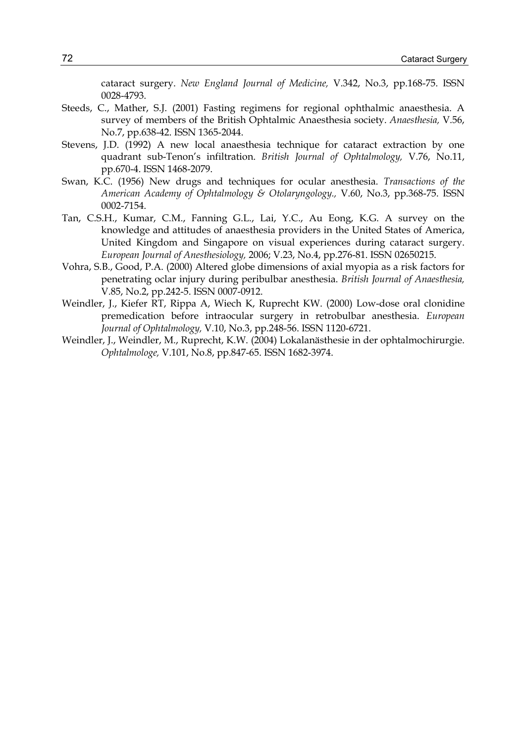cataract surgery. *New England Journal of Medicine,* V.342, No.3, pp.168-75. ISSN 0028-4793.

Steeds, C., Mather, S.J. (2001) Fasting regimens for regional ophthalmic anaesthesia. A survey of members of the British Ophtalmic Anaesthesia society. *Anaesthesia,* V.56, No.7, pp.638-42. ISSN 1365-2044.

Stevens, J.D. (1992) A new local anaesthesia technique for cataract extraction by one quadrant sub-Tenon's infiltration. *British Journal of Ophtalmology,* V.76, No.11, pp.670-4. ISSN 1468-2079.

Swan, K.C. (1956) New drugs and techniques for ocular anesthesia. *Transactions of the American Academy of Ophtalmology & Otolaryngology.,* V.60, No.3, pp.368-75. ISSN 0002-7154.

Tan, C.S.H., Kumar, C.M., Fanning G.L., Lai, Y.C., Au Eong, K.G. A survey on the knowledge and attitudes of anaesthesia providers in the United States of America, United Kingdom and Singapore on visual experiences during cataract surgery. *European Journal of Anesthesiology,* 2006; V.23, No.4, pp.276-81. ISSN 02650215.

Vohra, S.B., Good, P.A. (2000) Altered globe dimensions of axial myopia as a risk factors for penetrating oclar injury during peribulbar anesthesia. *British Journal of Anaesthesia,* V.85, No.2, pp.242-5. ISSN 0007-0912.

Weindler, J., Kiefer RT, Rippa A, Wiech K, Ruprecht KW. (2000) Low-dose oral clonidine premedication before intraocular surgery in retrobulbar anesthesia. *European Journal of Ophtalmology,* V.10, No.3, pp.248-56. ISSN 1120-6721.

Weindler, J., Weindler, M., Ruprecht, K.W. (2004) Lokalanästhesie in der ophtalmochirurgie. *Ophtalmologe,* V.101, No.8, pp.847-65. ISSN 1682-3974.